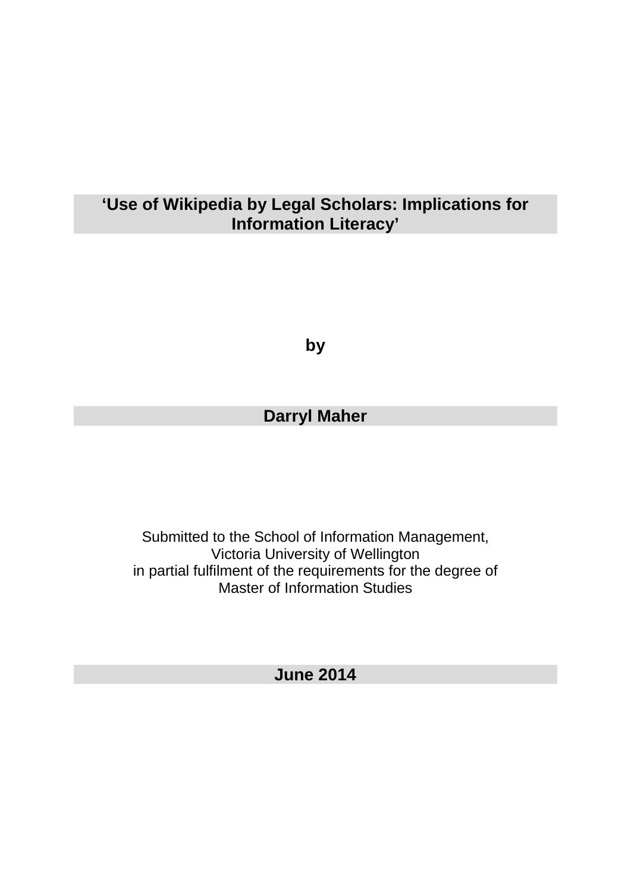# 'Use of Wikipedia by Legal Scholars: Implications for Information Literacy'

**by**

**Darryl Maher**

Submitted to the School of Information Management,
Victoria University of Wellington
in partial fulfilment of the requirements for the degree of
Master of Information Studies

**June 2014**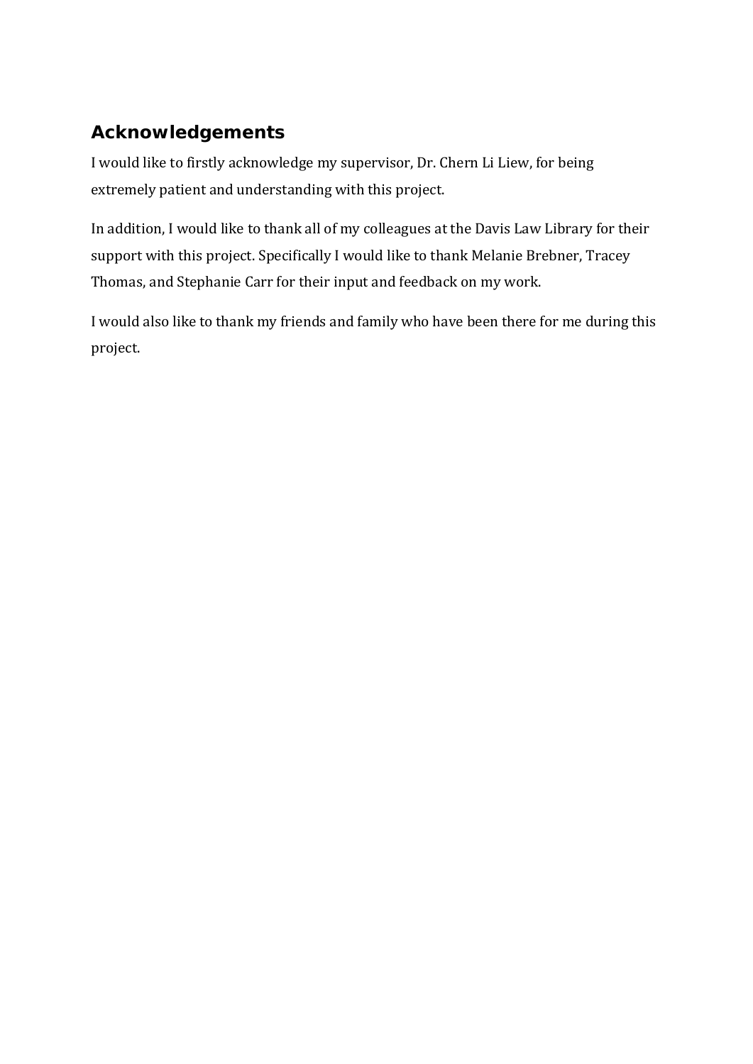## Acknowledgements

I would like to firstly acknowledge my supervisor, Dr. Chern Li Liew, for being extremely patient and understanding with this project.

In addition, I would like to thank all of my colleagues at the Davis Law Library for their support with this project. Specifically I would like to thank Melanie Brebner, Tracey Thomas, and Stephanie Carr for their input and feedback on my work.

I would also like to thank my friends and family who have been there for me during this project.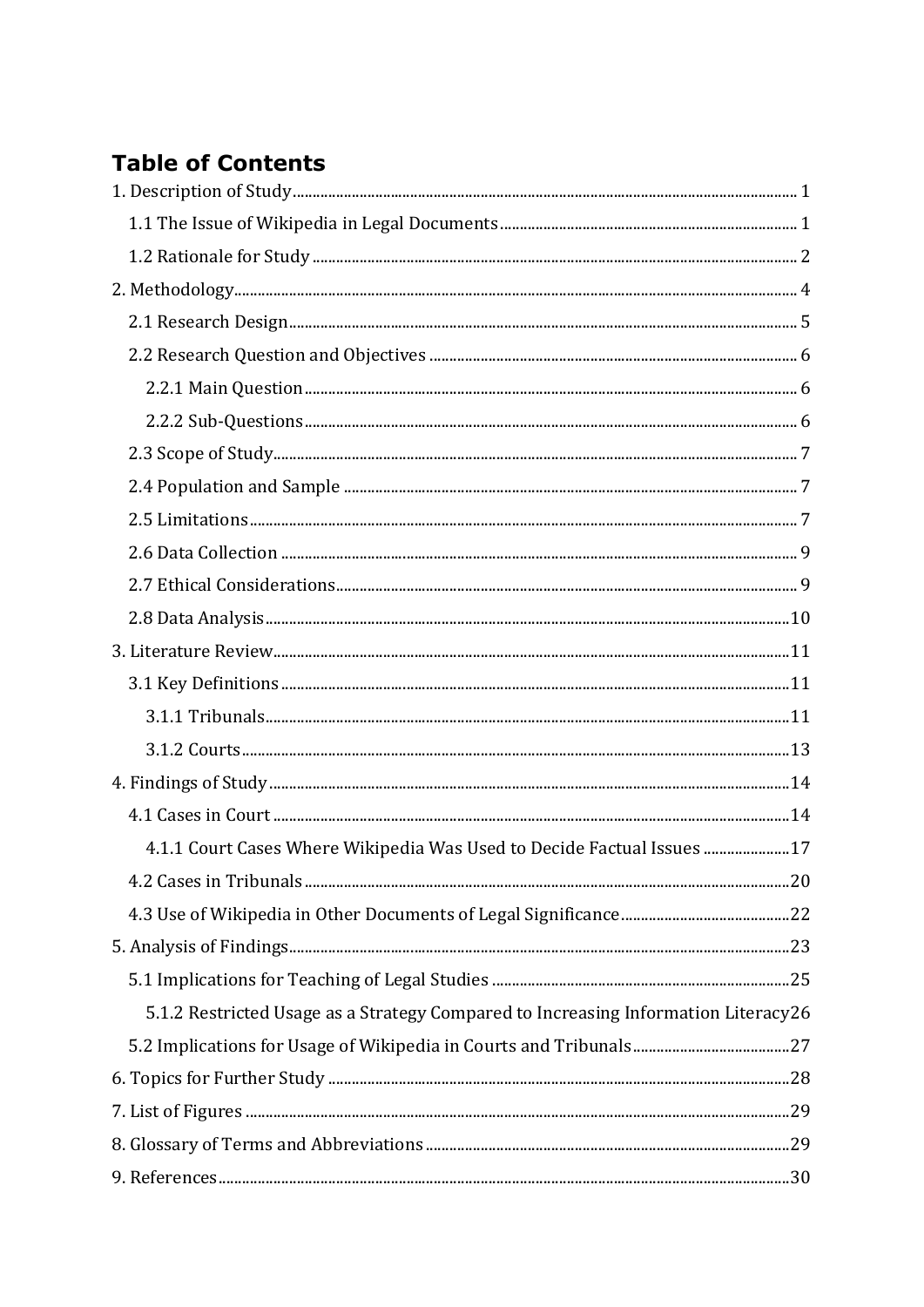# Table of Contents

1. Description of Study ... 1
    - 1.1 The Issue of Wikipedia in Legal Documents ... 1
    - 1.2 Rationale for Study ... 2
2. Methodology ... 4
    - 2.1 Research Design ... 5
    - 2.2 Research Question and Objectives ... 6
        - 2.2.1 Main Question ... 6
        - 2.2.2 Sub-Questions ... 6
    - 2.3 Scope of Study ... 7
    - 2.4 Population and Sample ... 7
    - 2.5 Limitations ... 7
    - 2.6 Data Collection ... 9
    - 2.7 Ethical Considerations ... 9
    - 2.8 Data Analysis ... 10
3. Literature Review ... 11
    - 3.1 Key Definitions ... 11
        - 3.1.1 Tribunals ... 11
        - 3.1.2 Courts ... 13
4. Findings of Study ... 14
    - 4.1 Cases in Court ... 14
        - 4.1.1 Court Cases Where Wikipedia Was Used to Decide Factual Issues ... 17
    - 4.2 Cases in Tribunals ... 20
    - 4.3 Use of Wikipedia in Other Documents of Legal Significance ... 22
5. Analysis of Findings ... 23
    - 5.1 Implications for Teaching of Legal Studies ... 25
        - 5.1.2 Restricted Usage as a Strategy Compared to Increasing Information Literacy ... 26
    - 5.2 Implications for Usage of Wikipedia in Courts and Tribunals ... 27
6. Topics for Further Study ... 28
7. List of Figures ... 29
8. Glossary of Terms and Abbreviations ... 29
9. References ... 30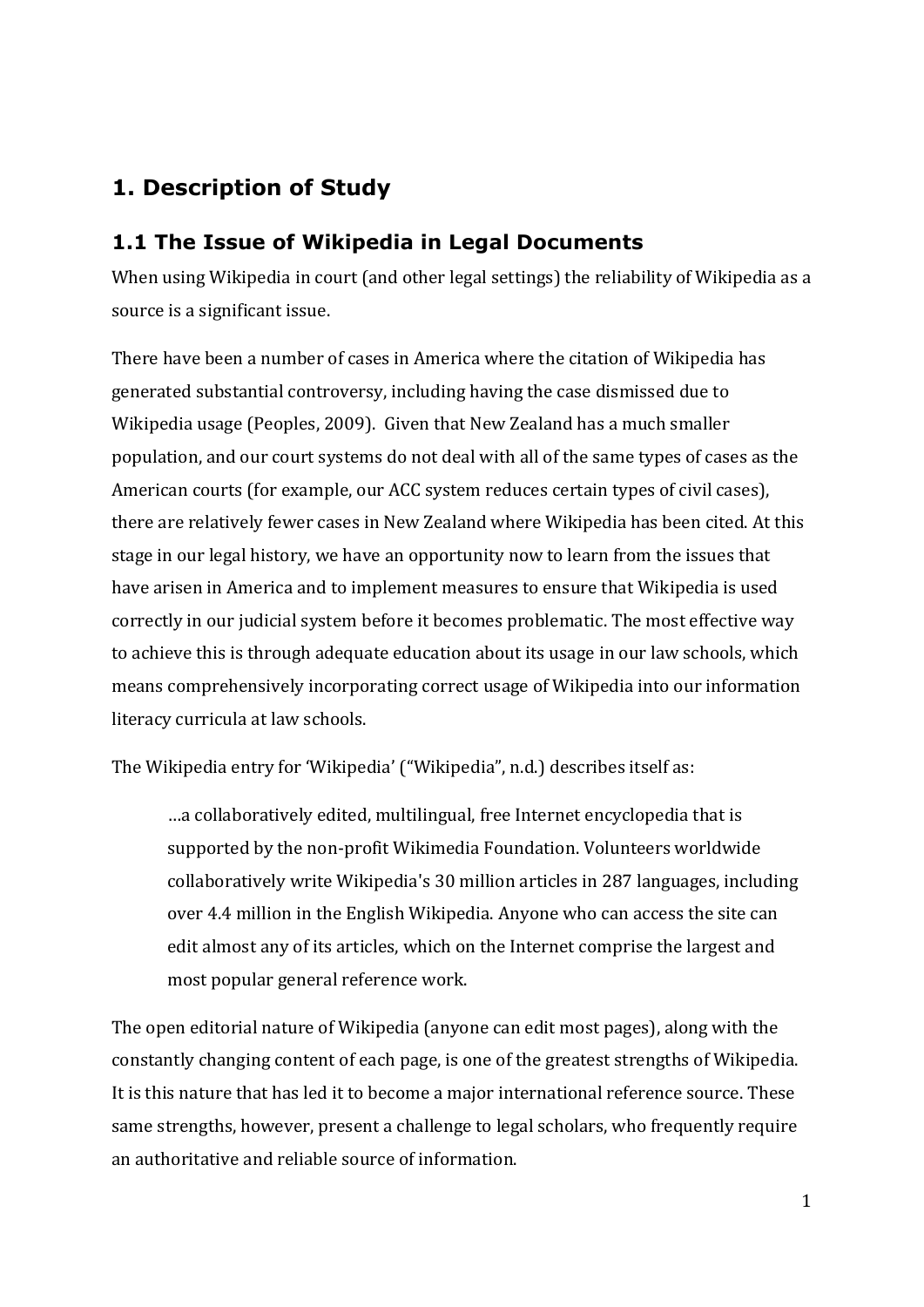# 1. Description of Study

## 1.1 The Issue of Wikipedia in Legal Documents

When using Wikipedia in court (and other legal settings) the reliability of Wikipedia as a source is a significant issue.

There have been a number of cases in America where the citation of Wikipedia has generated substantial controversy, including having the case dismissed due to Wikipedia usage (Peoples, 2009). Given that New Zealand has a much smaller population, and our court systems do not deal with all of the same types of cases as the American courts (for example, our ACC system reduces certain types of civil cases), there are relatively fewer cases in New Zealand where Wikipedia has been cited. At this stage in our legal history, we have an opportunity now to learn from the issues that have arisen in America and to implement measures to ensure that Wikipedia is used correctly in our judicial system before it becomes problematic. The most effective way to achieve this is through adequate education about its usage in our law schools, which means comprehensively incorporating correct usage of Wikipedia into our information literacy curricula at law schools.

The Wikipedia entry for 'Wikipedia' ("Wikipedia", n.d.) describes itself as:

> …a collaboratively edited, multilingual, free Internet encyclopedia that is supported by the non-profit Wikimedia Foundation. Volunteers worldwide collaboratively write Wikipedia's 30 million articles in 287 languages, including over 4.4 million in the English Wikipedia. Anyone who can access the site can edit almost any of its articles, which on the Internet comprise the largest and most popular general reference work.

The open editorial nature of Wikipedia (anyone can edit most pages), along with the constantly changing content of each page, is one of the greatest strengths of Wikipedia. It is this nature that has led it to become a major international reference source. These same strengths, however, present a challenge to legal scholars, who frequently require an authoritative and reliable source of information.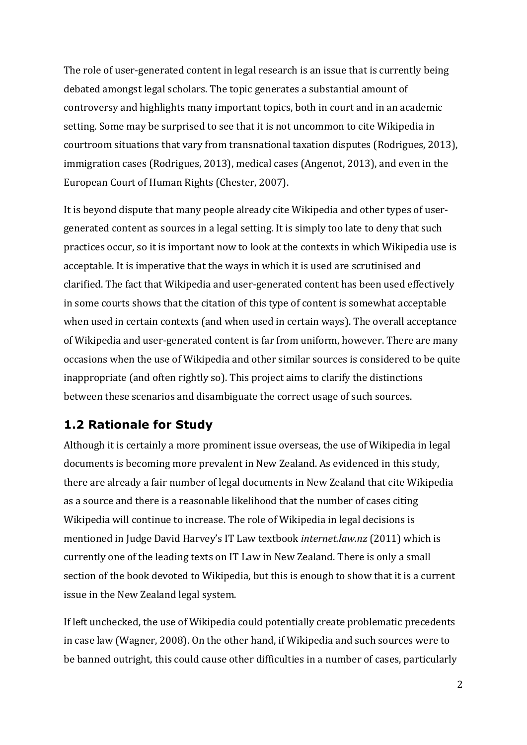The role of user-generated content in legal research is an issue that is currently being debated amongst legal scholars. The topic generates a substantial amount of controversy and highlights many important topics, both in court and in an academic setting. Some may be surprised to see that it is not uncommon to cite Wikipedia in courtroom situations that vary from transnational taxation disputes (Rodrigues, 2013), immigration cases (Rodrigues, 2013), medical cases (Angenot, 2013), and even in the European Court of Human Rights (Chester, 2007).

It is beyond dispute that many people already cite Wikipedia and other types of user-generated content as sources in a legal setting. It is simply too late to deny that such practices occur, so it is important now to look at the contexts in which Wikipedia use is acceptable. It is imperative that the ways in which it is used are scrutinised and clarified. The fact that Wikipedia and user-generated content has been used effectively in some courts shows that the citation of this type of content is somewhat acceptable when used in certain contexts (and when used in certain ways). The overall acceptance of Wikipedia and user-generated content is far from uniform, however. There are many occasions when the use of Wikipedia and other similar sources is considered to be quite inappropriate (and often rightly so). This project aims to clarify the distinctions between these scenarios and disambiguate the correct usage of such sources.

## 1.2 Rationale for Study

Although it is certainly a more prominent issue overseas, the use of Wikipedia in legal documents is becoming more prevalent in New Zealand. As evidenced in this study, there are already a fair number of legal documents in New Zealand that cite Wikipedia as a source and there is a reasonable likelihood that the number of cases citing Wikipedia will continue to increase. The role of Wikipedia in legal decisions is mentioned in Judge David Harvey's IT Law textbook *internet.law.nz* (2011) which is currently one of the leading texts on IT Law in New Zealand. There is only a small section of the book devoted to Wikipedia, but this is enough to show that it is a current issue in the New Zealand legal system.

If left unchecked, the use of Wikipedia could potentially create problematic precedents in case law (Wagner, 2008). On the other hand, if Wikipedia and such sources were to be banned outright, this could cause other difficulties in a number of cases, particularly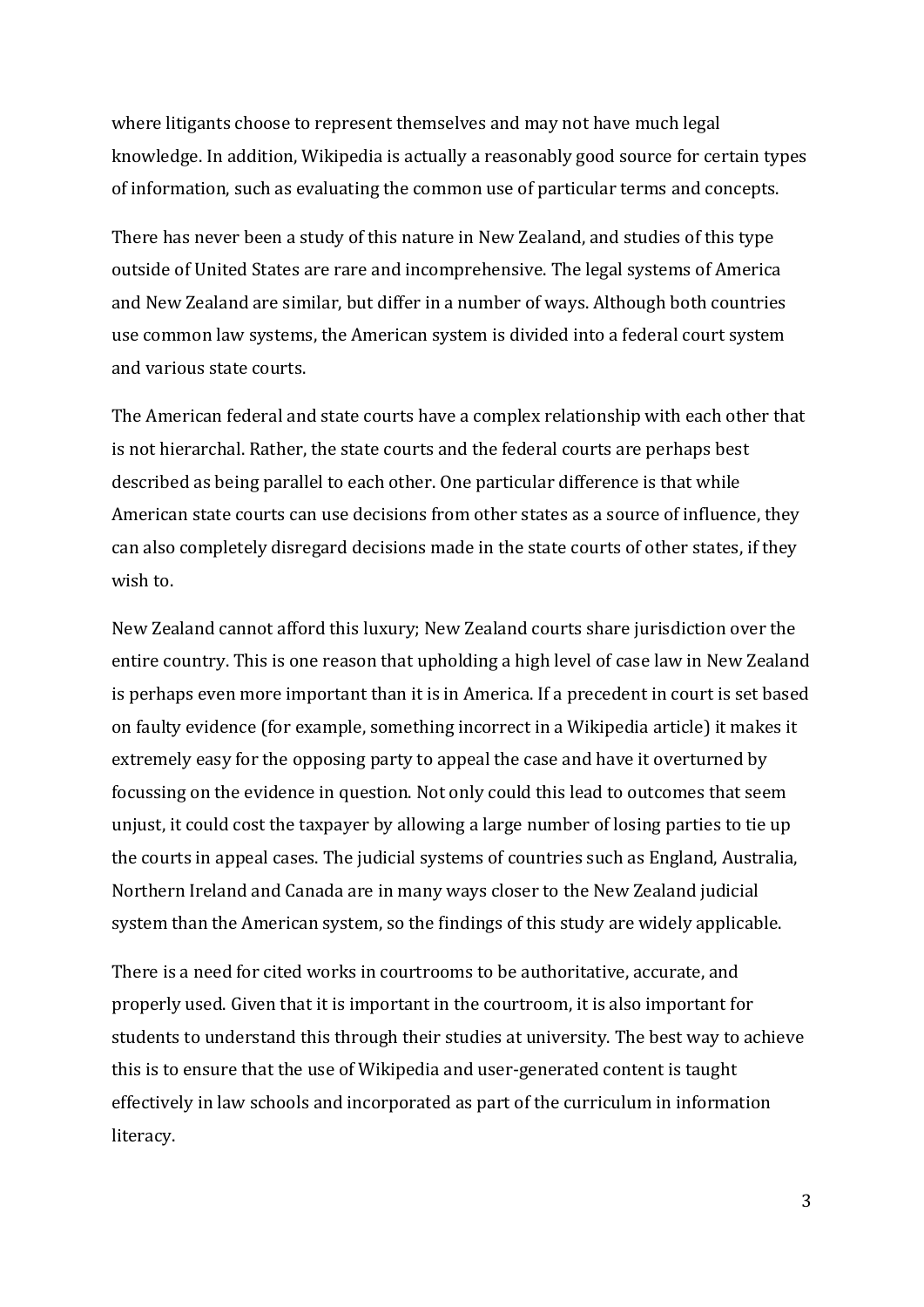where litigants choose to represent themselves and may not have much legal knowledge. In addition, Wikipedia is actually a reasonably good source for certain types of information, such as evaluating the common use of particular terms and concepts.

There has never been a study of this nature in New Zealand, and studies of this type outside of United States are rare and incomprehensive. The legal systems of America and New Zealand are similar, but differ in a number of ways. Although both countries use common law systems, the American system is divided into a federal court system and various state courts.

The American federal and state courts have a complex relationship with each other that is not hierarchal. Rather, the state courts and the federal courts are perhaps best described as being parallel to each other. One particular difference is that while American state courts can use decisions from other states as a source of influence, they can also completely disregard decisions made in the state courts of other states, if they wish to.

New Zealand cannot afford this luxury; New Zealand courts share jurisdiction over the entire country. This is one reason that upholding a high level of case law in New Zealand is perhaps even more important than it is in America. If a precedent in court is set based on faulty evidence (for example, something incorrect in a Wikipedia article) it makes it extremely easy for the opposing party to appeal the case and have it overturned by focussing on the evidence in question. Not only could this lead to outcomes that seem unjust, it could cost the taxpayer by allowing a large number of losing parties to tie up the courts in appeal cases. The judicial systems of countries such as England, Australia, Northern Ireland and Canada are in many ways closer to the New Zealand judicial system than the American system, so the findings of this study are widely applicable.

There is a need for cited works in courtrooms to be authoritative, accurate, and properly used. Given that it is important in the courtroom, it is also important for students to understand this through their studies at university. The best way to achieve this is to ensure that the use of Wikipedia and user-generated content is taught effectively in law schools and incorporated as part of the curriculum in information literacy.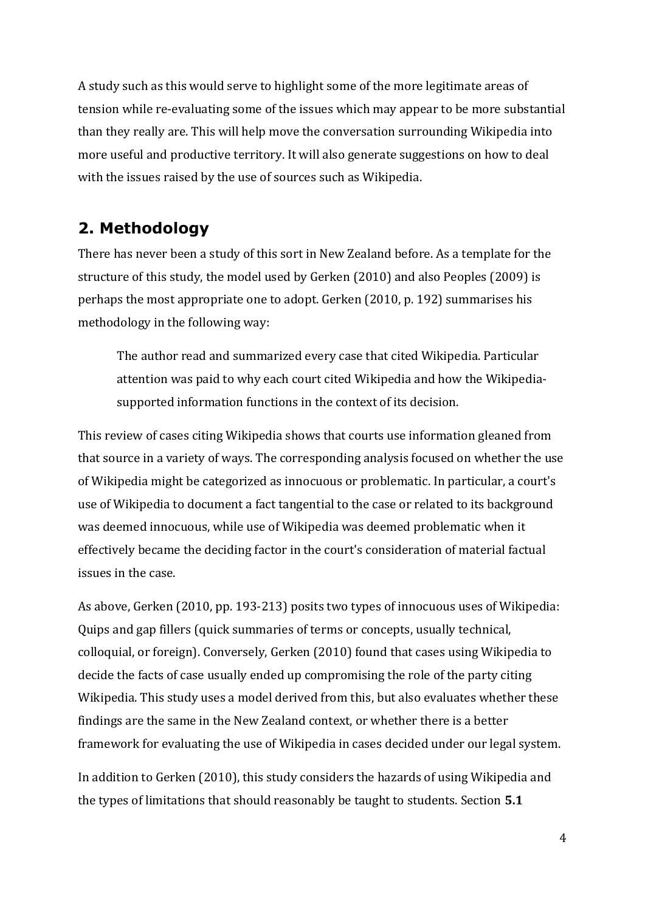A study such as this would serve to highlight some of the more legitimate areas of tension while re-evaluating some of the issues which may appear to be more substantial than they really are. This will help move the conversation surrounding Wikipedia into more useful and productive territory. It will also generate suggestions on how to deal with the issues raised by the use of sources such as Wikipedia.

## 2. Methodology

There has never been a study of this sort in New Zealand before. As a template for the structure of this study, the model used by Gerken (2010) and also Peoples (2009) is perhaps the most appropriate one to adopt. Gerken (2010, p. 192) summarises his methodology in the following way:

> The author read and summarized every case that cited Wikipedia. Particular attention was paid to why each court cited Wikipedia and how the Wikipedia-supported information functions in the context of its decision.

This review of cases citing Wikipedia shows that courts use information gleaned from that source in a variety of ways. The corresponding analysis focused on whether the use of Wikipedia might be categorized as innocuous or problematic. In particular, a court's use of Wikipedia to document a fact tangential to the case or related to its background was deemed innocuous, while use of Wikipedia was deemed problematic when it effectively became the deciding factor in the court's consideration of material factual issues in the case.

As above, Gerken (2010, pp. 193-213) posits two types of innocuous uses of Wikipedia: Quips and gap fillers (quick summaries of terms or concepts, usually technical, colloquial, or foreign). Conversely, Gerken (2010) found that cases using Wikipedia to decide the facts of case usually ended up compromising the role of the party citing Wikipedia. This study uses a model derived from this, but also evaluates whether these findings are the same in the New Zealand context, or whether there is a better framework for evaluating the use of Wikipedia in cases decided under our legal system.

In addition to Gerken (2010), this study considers the hazards of using Wikipedia and the types of limitations that should reasonably be taught to students. Section **5.1**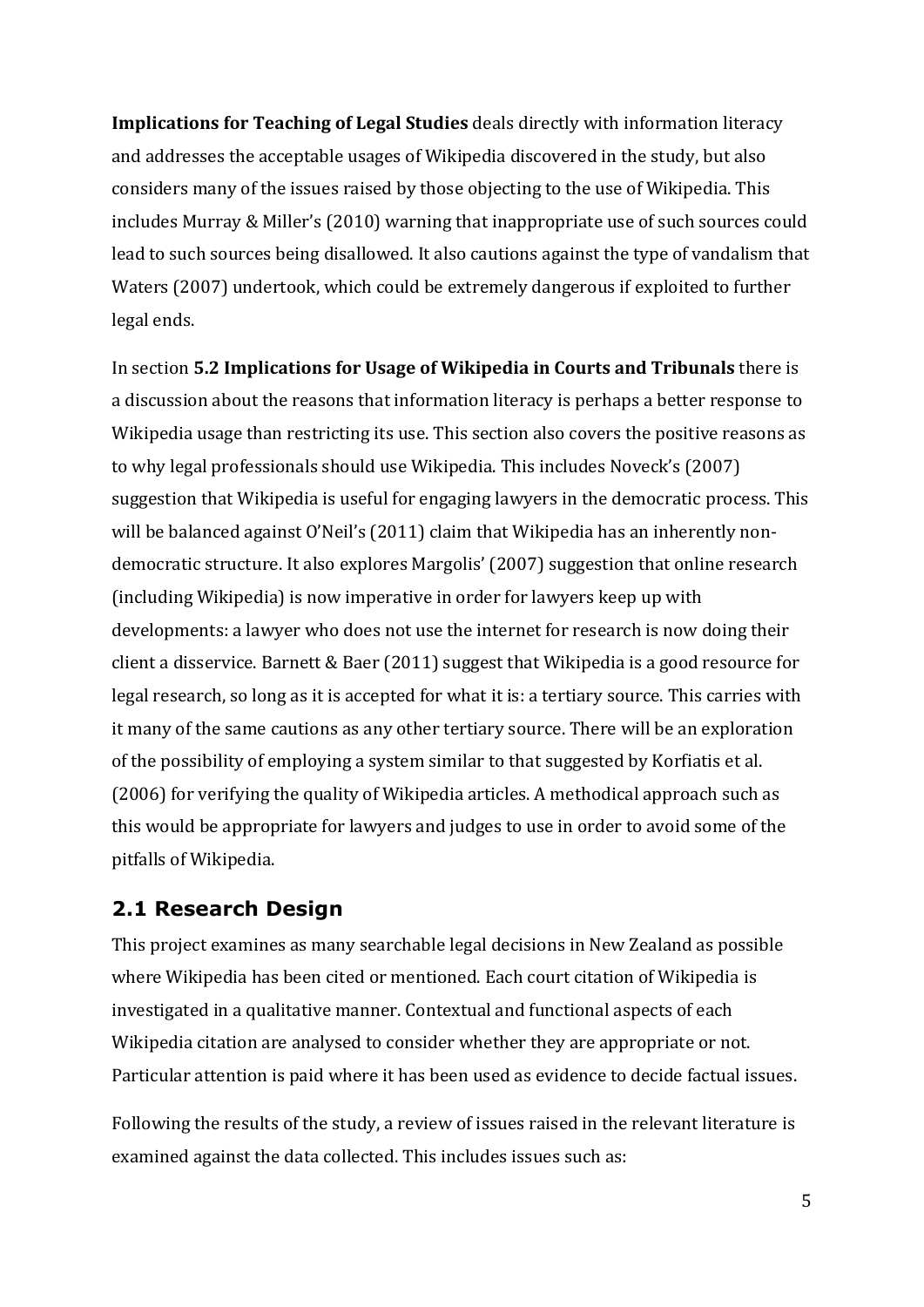**Implications for Teaching of Legal Studies** deals directly with information literacy and addresses the acceptable usages of Wikipedia discovered in the study, but also considers many of the issues raised by those objecting to the use of Wikipedia. This includes Murray & Miller's (2010) warning that inappropriate use of such sources could lead to such sources being disallowed. It also cautions against the type of vandalism that Waters (2007) undertook, which could be extremely dangerous if exploited to further legal ends.

In section **5.2 Implications for Usage of Wikipedia in Courts and Tribunals** there is a discussion about the reasons that information literacy is perhaps a better response to Wikipedia usage than restricting its use. This section also covers the positive reasons as to why legal professionals should use Wikipedia. This includes Noveck's (2007) suggestion that Wikipedia is useful for engaging lawyers in the democratic process. This will be balanced against O'Neil's (2011) claim that Wikipedia has an inherently non-democratic structure. It also explores Margolis' (2007) suggestion that online research (including Wikipedia) is now imperative in order for lawyers keep up with developments: a lawyer who does not use the internet for research is now doing their client a disservice. Barnett & Baer (2011) suggest that Wikipedia is a good resource for legal research, so long as it is accepted for what it is: a tertiary source. This carries with it many of the same cautions as any other tertiary source. There will be an exploration of the possibility of employing a system similar to that suggested by Korfiatis et al. (2006) for verifying the quality of Wikipedia articles. A methodical approach such as this would be appropriate for lawyers and judges to use in order to avoid some of the pitfalls of Wikipedia.

## 2.1 Research Design

This project examines as many searchable legal decisions in New Zealand as possible where Wikipedia has been cited or mentioned. Each court citation of Wikipedia is investigated in a qualitative manner. Contextual and functional aspects of each Wikipedia citation are analysed to consider whether they are appropriate or not. Particular attention is paid where it has been used as evidence to decide factual issues.

Following the results of the study, a review of issues raised in the relevant literature is examined against the data collected. This includes issues such as: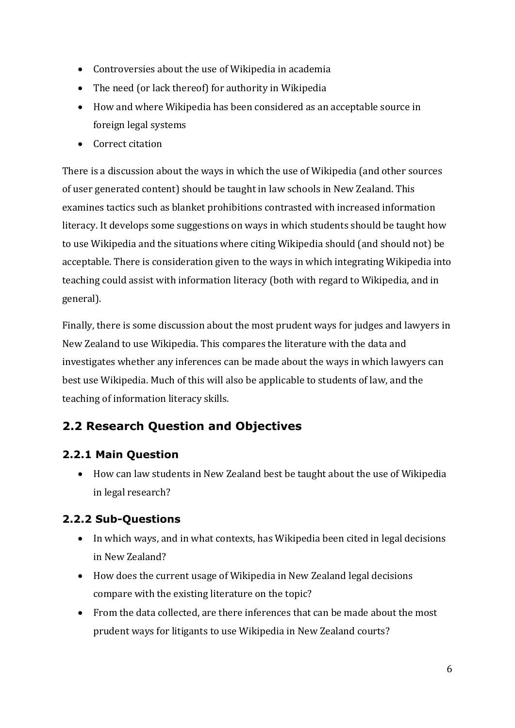- Controversies about the use of Wikipedia in academia
- The need (or lack thereof) for authority in Wikipedia
- How and where Wikipedia has been considered as an acceptable source in foreign legal systems
- Correct citation

There is a discussion about the ways in which the use of Wikipedia (and other sources of user generated content) should be taught in law schools in New Zealand. This examines tactics such as blanket prohibitions contrasted with increased information literacy. It develops some suggestions on ways in which students should be taught how to use Wikipedia and the situations where citing Wikipedia should (and should not) be acceptable. There is consideration given to the ways in which integrating Wikipedia into teaching could assist with information literacy (both with regard to Wikipedia, and in general).

Finally, there is some discussion about the most prudent ways for judges and lawyers in New Zealand to use Wikipedia. This compares the literature with the data and investigates whether any inferences can be made about the ways in which lawyers can best use Wikipedia. Much of this will also be applicable to students of law, and the teaching of information literacy skills.

## 2.2 Research Question and Objectives

### 2.2.1 Main Question

- How can law students in New Zealand best be taught about the use of Wikipedia in legal research?

### 2.2.2 Sub-Questions

- In which ways, and in what contexts, has Wikipedia been cited in legal decisions in New Zealand?
- How does the current usage of Wikipedia in New Zealand legal decisions compare with the existing literature on the topic?
- From the data collected, are there inferences that can be made about the most prudent ways for litigants to use Wikipedia in New Zealand courts?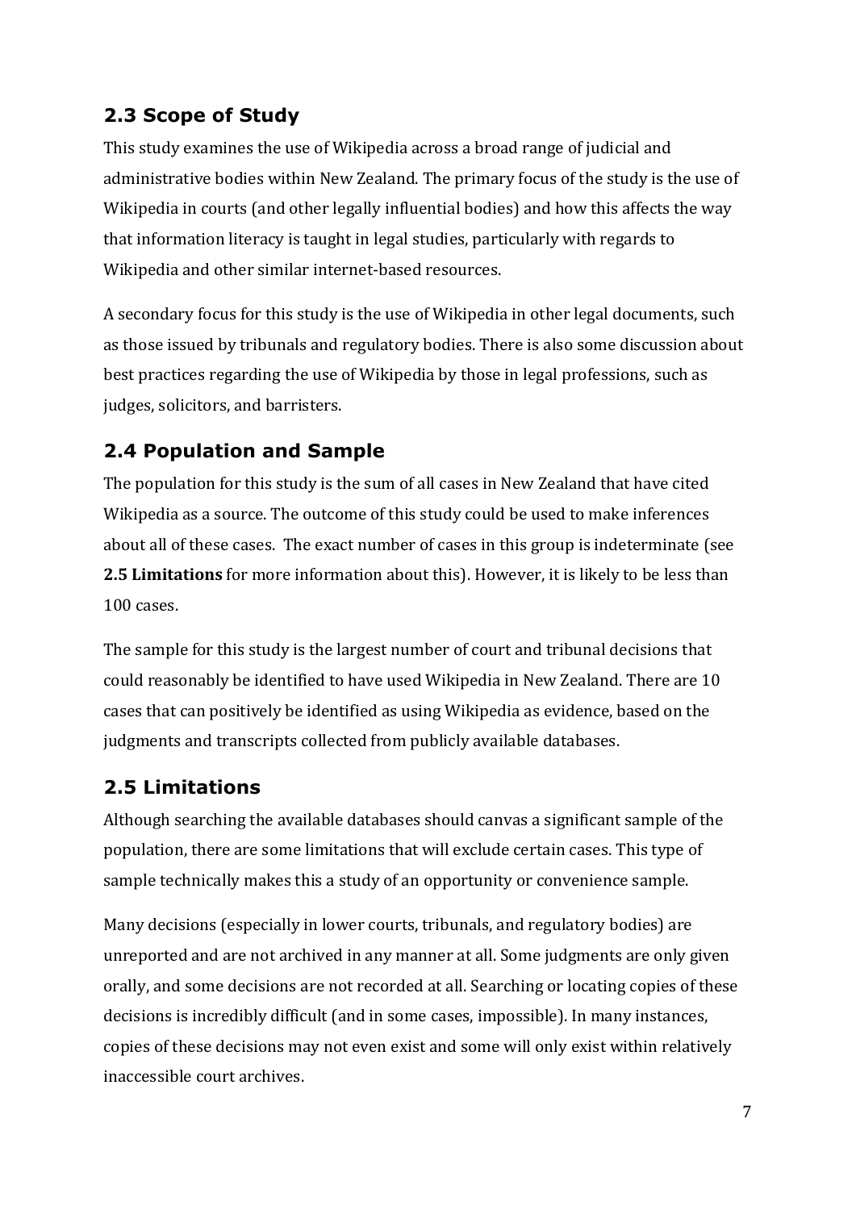## 2.3 Scope of Study

This study examines the use of Wikipedia across a broad range of judicial and administrative bodies within New Zealand. The primary focus of the study is the use of Wikipedia in courts (and other legally influential bodies) and how this affects the way that information literacy is taught in legal studies, particularly with regards to Wikipedia and other similar internet-based resources.

A secondary focus for this study is the use of Wikipedia in other legal documents, such as those issued by tribunals and regulatory bodies. There is also some discussion about best practices regarding the use of Wikipedia by those in legal professions, such as judges, solicitors, and barristers.

## 2.4 Population and Sample

The population for this study is the sum of all cases in New Zealand that have cited Wikipedia as a source. The outcome of this study could be used to make inferences about all of these cases. The exact number of cases in this group is indeterminate (see **2.5 Limitations** for more information about this). However, it is likely to be less than 100 cases.

The sample for this study is the largest number of court and tribunal decisions that could reasonably be identified to have used Wikipedia in New Zealand. There are 10 cases that can positively be identified as using Wikipedia as evidence, based on the judgments and transcripts collected from publicly available databases.

## 2.5 Limitations

Although searching the available databases should canvas a significant sample of the population, there are some limitations that will exclude certain cases. This type of sample technically makes this a study of an opportunity or convenience sample.

Many decisions (especially in lower courts, tribunals, and regulatory bodies) are unreported and are not archived in any manner at all. Some judgments are only given orally, and some decisions are not recorded at all. Searching or locating copies of these decisions is incredibly difficult (and in some cases, impossible). In many instances, copies of these decisions may not even exist and some will only exist within relatively inaccessible court archives.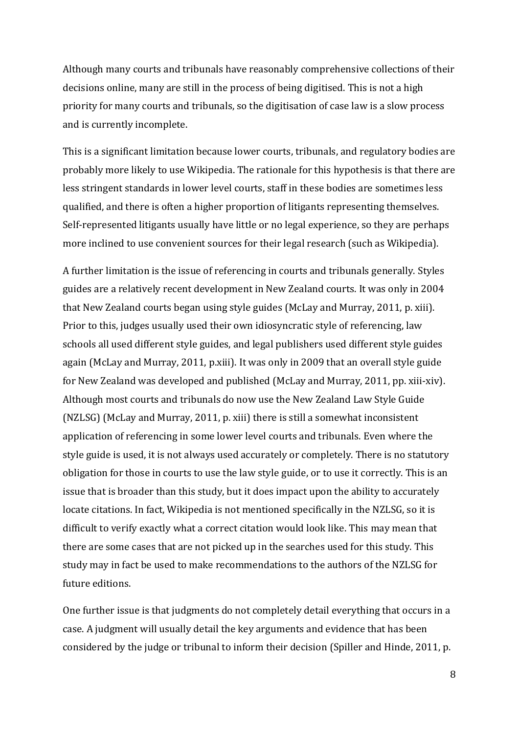Although many courts and tribunals have reasonably comprehensive collections of their decisions online, many are still in the process of being digitised. This is not a high priority for many courts and tribunals, so the digitisation of case law is a slow process and is currently incomplete.

This is a significant limitation because lower courts, tribunals, and regulatory bodies are probably more likely to use Wikipedia. The rationale for this hypothesis is that there are less stringent standards in lower level courts, staff in these bodies are sometimes less qualified, and there is often a higher proportion of litigants representing themselves. Self-represented litigants usually have little or no legal experience, so they are perhaps more inclined to use convenient sources for their legal research (such as Wikipedia).

A further limitation is the issue of referencing in courts and tribunals generally. Styles guides are a relatively recent development in New Zealand courts. It was only in 2004 that New Zealand courts began using style guides (McLay and Murray, 2011, p. xiii). Prior to this, judges usually used their own idiosyncratic style of referencing, law schools all used different style guides, and legal publishers used different style guides again (McLay and Murray, 2011, p.xiii). It was only in 2009 that an overall style guide for New Zealand was developed and published (McLay and Murray, 2011, pp. xiii-xiv). Although most courts and tribunals do now use the New Zealand Law Style Guide (NZLSG) (McLay and Murray, 2011, p. xiii) there is still a somewhat inconsistent application of referencing in some lower level courts and tribunals. Even where the style guide is used, it is not always used accurately or completely. There is no statutory obligation for those in courts to use the law style guide, or to use it correctly. This is an issue that is broader than this study, but it does impact upon the ability to accurately locate citations. In fact, Wikipedia is not mentioned specifically in the NZLSG, so it is difficult to verify exactly what a correct citation would look like. This may mean that there are some cases that are not picked up in the searches used for this study. This study may in fact be used to make recommendations to the authors of the NZLSG for future editions.

One further issue is that judgments do not completely detail everything that occurs in a case. A judgment will usually detail the key arguments and evidence that has been considered by the judge or tribunal to inform their decision (Spiller and Hinde, 2011, p.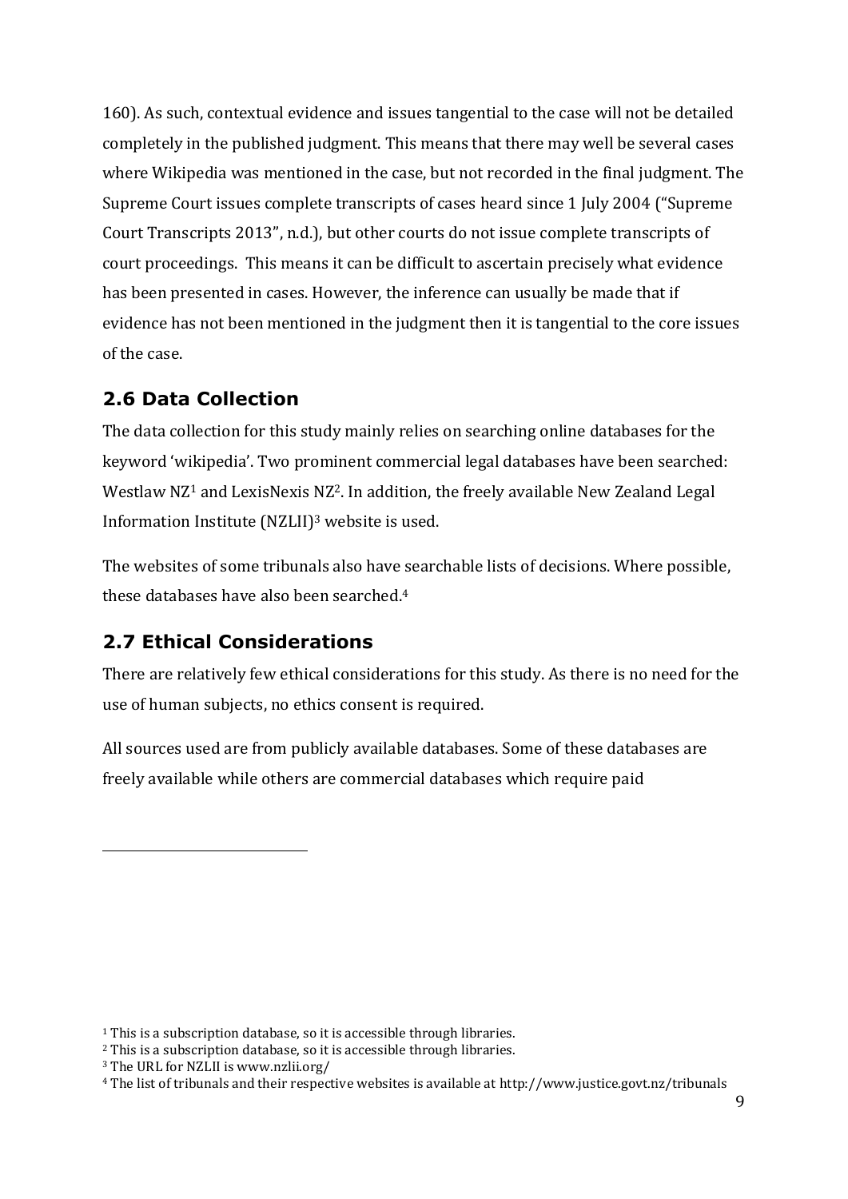160). As such, contextual evidence and issues tangential to the case will not be detailed completely in the published judgment. This means that there may well be several cases where Wikipedia was mentioned in the case, but not recorded in the final judgment. The Supreme Court issues complete transcripts of cases heard since 1 July 2004 ("Supreme Court Transcripts 2013", n.d.), but other courts do not issue complete transcripts of court proceedings. This means it can be difficult to ascertain precisely what evidence has been presented in cases. However, the inference can usually be made that if evidence has not been mentioned in the judgment then it is tangential to the core issues of the case.

## 2.6 Data Collection

The data collection for this study mainly relies on searching online databases for the keyword 'wikipedia'. Two prominent commercial legal databases have been searched: Westlaw NZ[1] and LexisNexis NZ[2]. In addition, the freely available New Zealand Legal Information Institute (NZLII)[3] website is used.

The websites of some tribunals also have searchable lists of decisions. Where possible, these databases have also been searched.[4]

## 2.7 Ethical Considerations

There are relatively few ethical considerations for this study. As there is no need for the use of human subjects, no ethics consent is required.

All sources used are from publicly available databases. Some of these databases are freely available while others are commercial databases which require paid

---

[1] This is a subscription database, so it is accessible through libraries.

[2] This is a subscription database, so it is accessible through libraries.

[3] The URL for NZLII is www.nzlii.org/

[4] The list of tribunals and their respective websites is available at http://www.justice.govt.nz/tribunals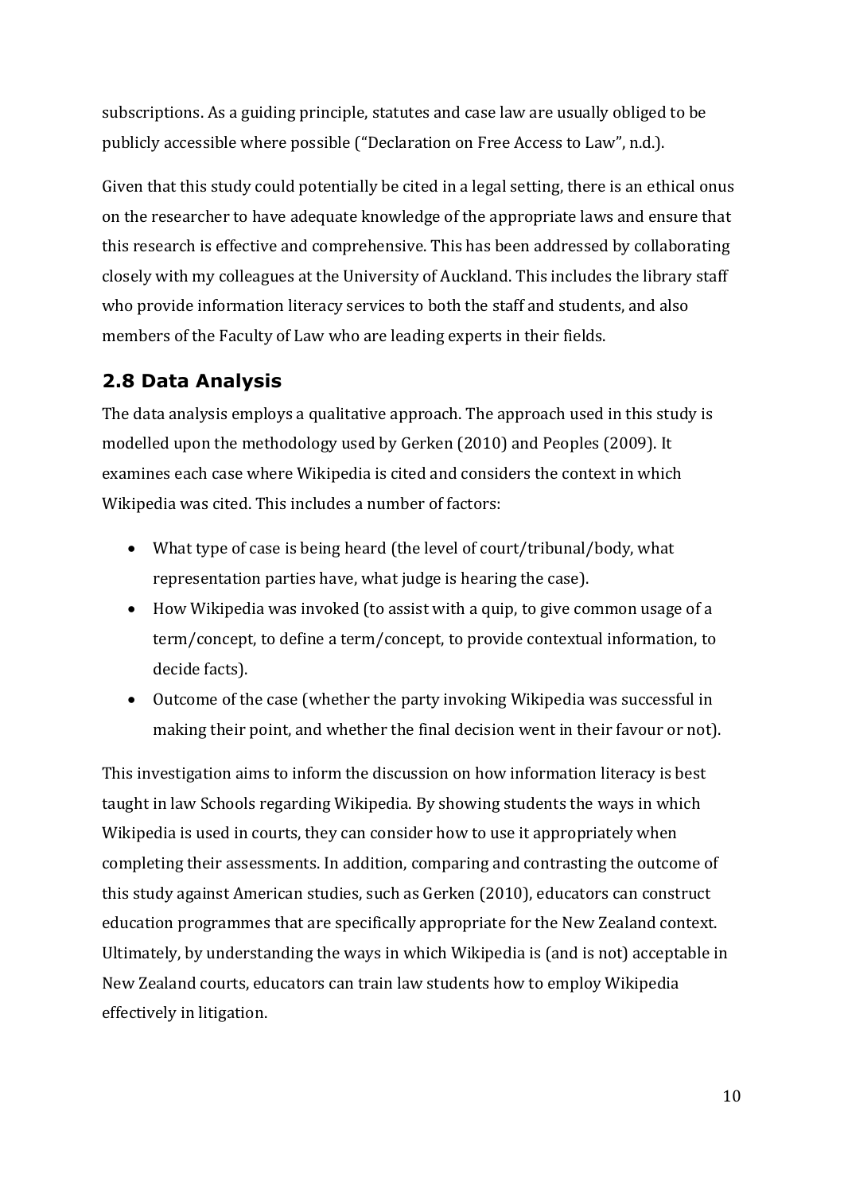subscriptions. As a guiding principle, statutes and case law are usually obliged to be publicly accessible where possible ("Declaration on Free Access to Law", n.d.).

Given that this study could potentially be cited in a legal setting, there is an ethical onus on the researcher to have adequate knowledge of the appropriate laws and ensure that this research is effective and comprehensive. This has been addressed by collaborating closely with my colleagues at the University of Auckland. This includes the library staff who provide information literacy services to both the staff and students, and also members of the Faculty of Law who are leading experts in their fields.

## 2.8 Data Analysis

The data analysis employs a qualitative approach. The approach used in this study is modelled upon the methodology used by Gerken (2010) and Peoples (2009). It examines each case where Wikipedia is cited and considers the context in which Wikipedia was cited. This includes a number of factors:

- What type of case is being heard (the level of court/tribunal/body, what representation parties have, what judge is hearing the case).
- How Wikipedia was invoked (to assist with a quip, to give common usage of a term/concept, to define a term/concept, to provide contextual information, to decide facts).
- Outcome of the case (whether the party invoking Wikipedia was successful in making their point, and whether the final decision went in their favour or not).

This investigation aims to inform the discussion on how information literacy is best taught in law Schools regarding Wikipedia. By showing students the ways in which Wikipedia is used in courts, they can consider how to use it appropriately when completing their assessments. In addition, comparing and contrasting the outcome of this study against American studies, such as Gerken (2010), educators can construct education programmes that are specifically appropriate for the New Zealand context. Ultimately, by understanding the ways in which Wikipedia is (and is not) acceptable in New Zealand courts, educators can train law students how to employ Wikipedia effectively in litigation.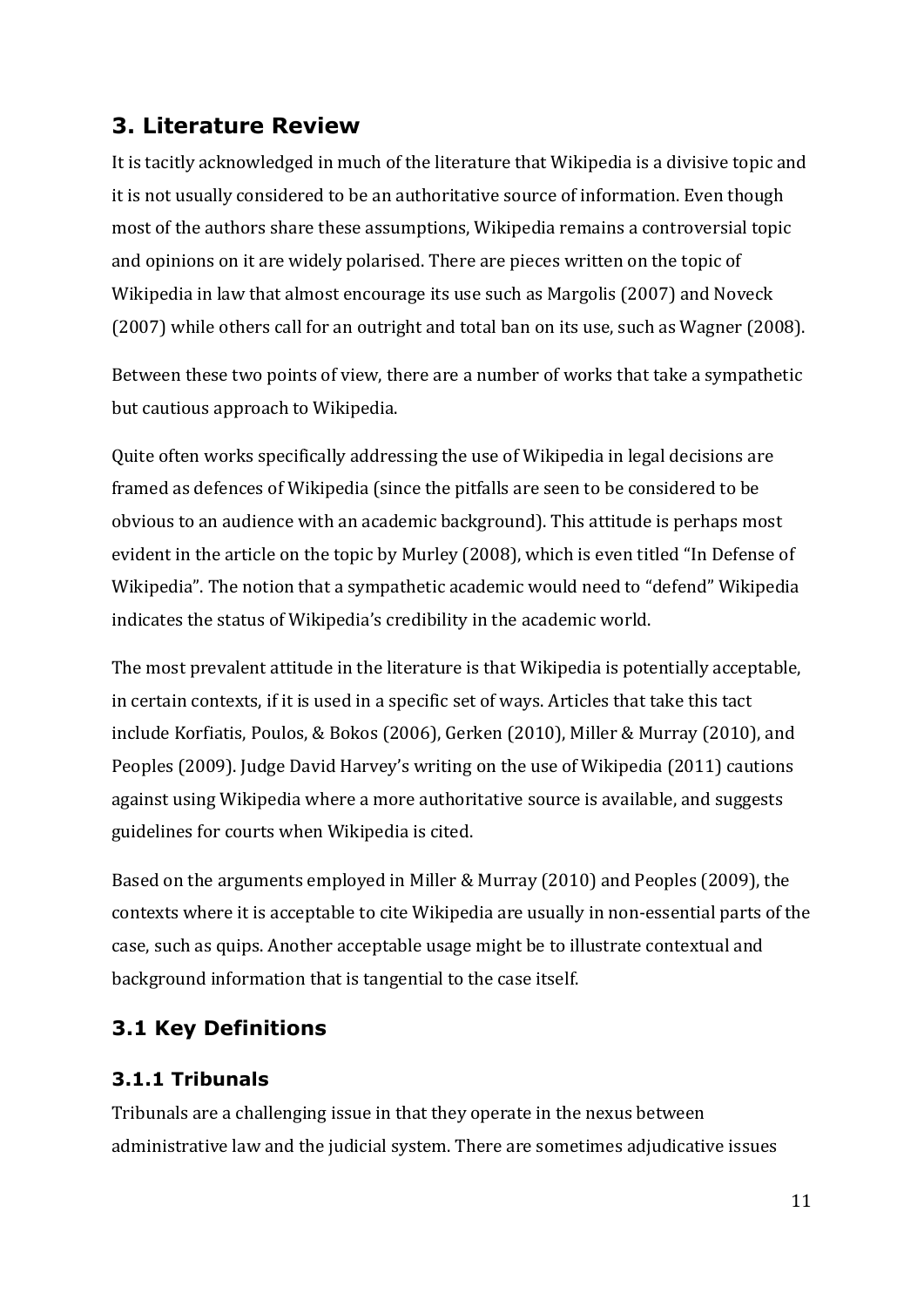## 3. Literature Review

It is tacitly acknowledged in much of the literature that Wikipedia is a divisive topic and it is not usually considered to be an authoritative source of information. Even though most of the authors share these assumptions, Wikipedia remains a controversial topic and opinions on it are widely polarised. There are pieces written on the topic of Wikipedia in law that almost encourage its use such as Margolis (2007) and Noveck (2007) while others call for an outright and total ban on its use, such as Wagner (2008).

Between these two points of view, there are a number of works that take a sympathetic but cautious approach to Wikipedia.

Quite often works specifically addressing the use of Wikipedia in legal decisions are framed as defences of Wikipedia (since the pitfalls are seen to be considered to be obvious to an audience with an academic background). This attitude is perhaps most evident in the article on the topic by Murley (2008), which is even titled "In Defense of Wikipedia". The notion that a sympathetic academic would need to "defend" Wikipedia indicates the status of Wikipedia's credibility in the academic world.

The most prevalent attitude in the literature is that Wikipedia is potentially acceptable, in certain contexts, if it is used in a specific set of ways. Articles that take this tact include Korfiatis, Poulos, & Bokos (2006), Gerken (2010), Miller & Murray (2010), and Peoples (2009). Judge David Harvey's writing on the use of Wikipedia (2011) cautions against using Wikipedia where a more authoritative source is available, and suggests guidelines for courts when Wikipedia is cited.

Based on the arguments employed in Miller & Murray (2010) and Peoples (2009), the contexts where it is acceptable to cite Wikipedia are usually in non-essential parts of the case, such as quips. Another acceptable usage might be to illustrate contextual and background information that is tangential to the case itself.

### 3.1 Key Definitions

#### 3.1.1 Tribunals

Tribunals are a challenging issue in that they operate in the nexus between administrative law and the judicial system. There are sometimes adjudicative issues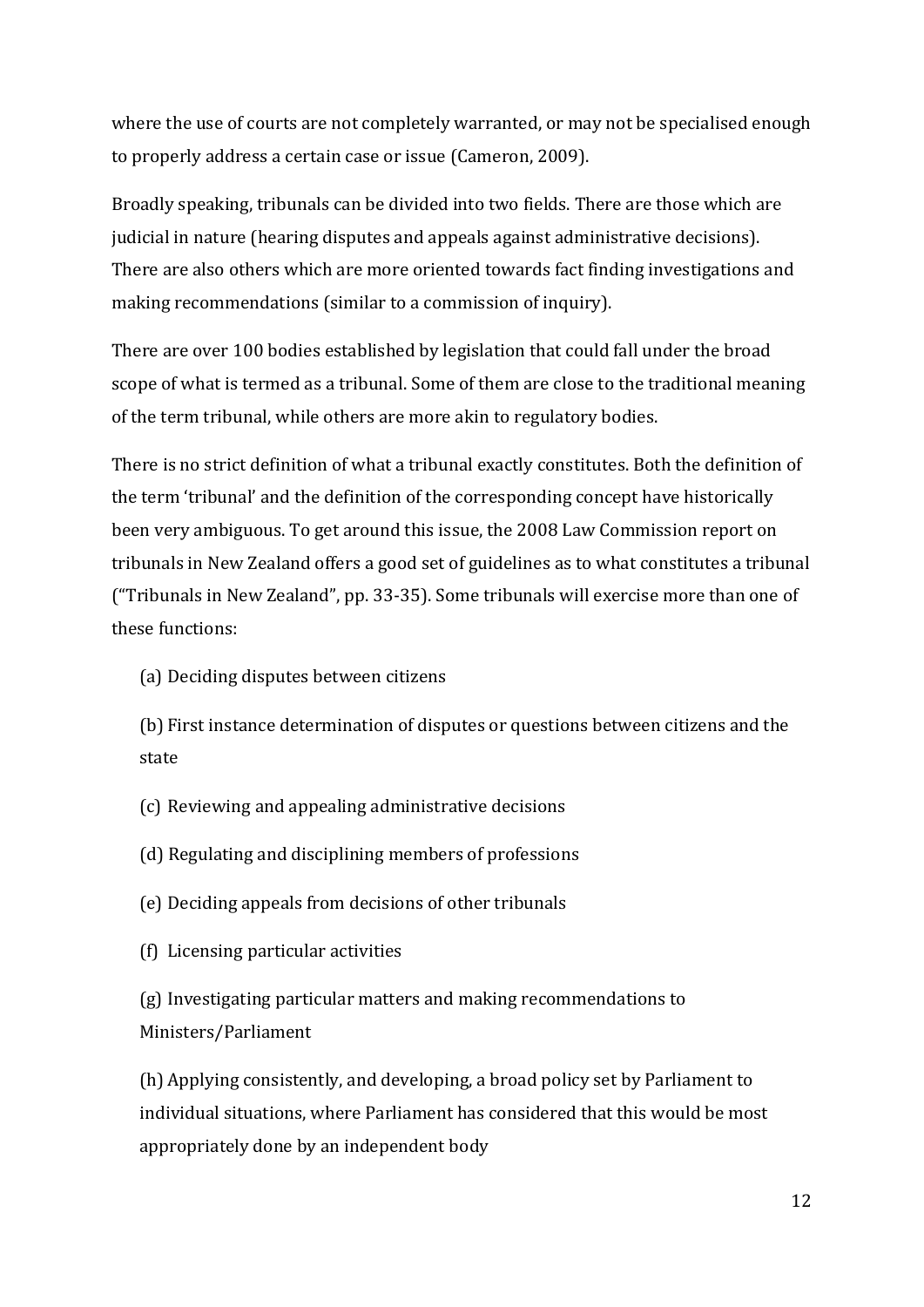where the use of courts are not completely warranted, or may not be specialised enough to properly address a certain case or issue (Cameron, 2009).

Broadly speaking, tribunals can be divided into two fields. There are those which are judicial in nature (hearing disputes and appeals against administrative decisions). There are also others which are more oriented towards fact finding investigations and making recommendations (similar to a commission of inquiry).

There are over 100 bodies established by legislation that could fall under the broad scope of what is termed as a tribunal. Some of them are close to the traditional meaning of the term tribunal, while others are more akin to regulatory bodies.

There is no strict definition of what a tribunal exactly constitutes. Both the definition of the term 'tribunal' and the definition of the corresponding concept have historically been very ambiguous. To get around this issue, the 2008 Law Commission report on tribunals in New Zealand offers a good set of guidelines as to what constitutes a tribunal ("Tribunals in New Zealand", pp. 33-35). Some tribunals will exercise more than one of these functions:

(a) Deciding disputes between citizens

(b) First instance determination of disputes or questions between citizens and the state

(c) Reviewing and appealing administrative decisions

(d) Regulating and disciplining members of professions

(e) Deciding appeals from decisions of other tribunals

(f) Licensing particular activities

(g) Investigating particular matters and making recommendations to Ministers/Parliament

(h) Applying consistently, and developing, a broad policy set by Parliament to individual situations, where Parliament has considered that this would be most appropriately done by an independent body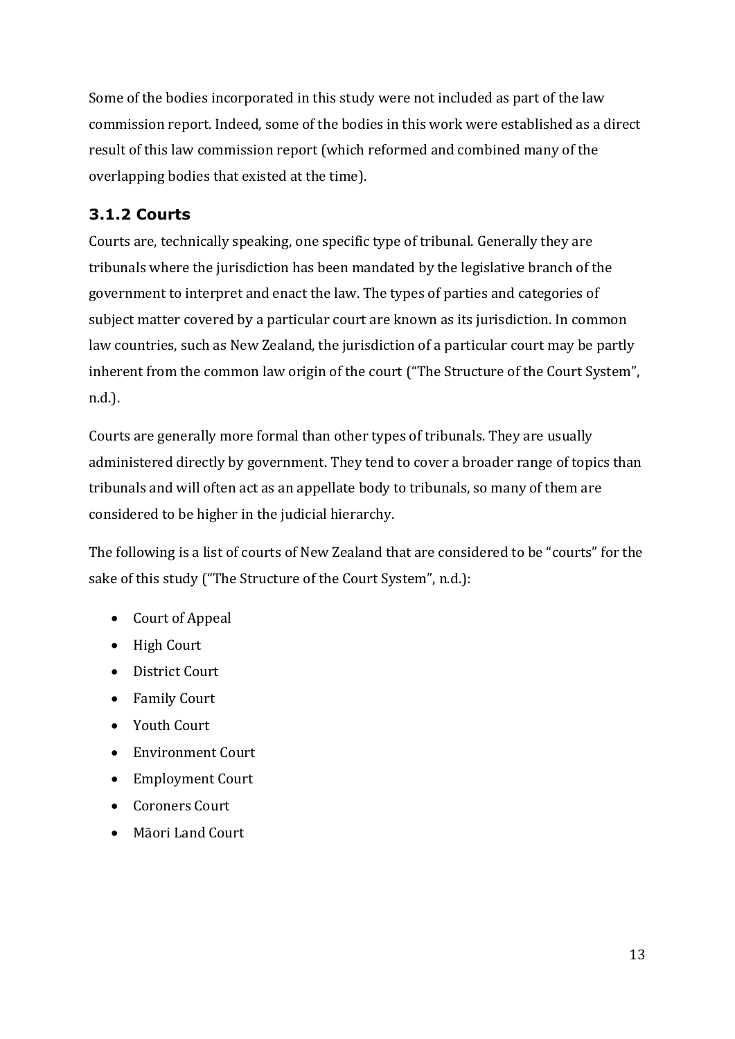Some of the bodies incorporated in this study were not included as part of the law commission report. Indeed, some of the bodies in this work were established as a direct result of this law commission report (which reformed and combined many of the overlapping bodies that existed at the time).

### 3.1.2 Courts

Courts are, technically speaking, one specific type of tribunal. Generally they are tribunals where the jurisdiction has been mandated by the legislative branch of the government to interpret and enact the law. The types of parties and categories of subject matter covered by a particular court are known as its jurisdiction. In common law countries, such as New Zealand, the jurisdiction of a particular court may be partly inherent from the common law origin of the court ("The Structure of the Court System", n.d.).

Courts are generally more formal than other types of tribunals. They are usually administered directly by government. They tend to cover a broader range of topics than tribunals and will often act as an appellate body to tribunals, so many of them are considered to be higher in the judicial hierarchy.

The following is a list of courts of New Zealand that are considered to be "courts" for the sake of this study ("The Structure of the Court System", n.d.):

- Court of Appeal
- High Court
- District Court
- Family Court
- Youth Court
- Environment Court
- Employment Court
- Coroners Court
- Māori Land Court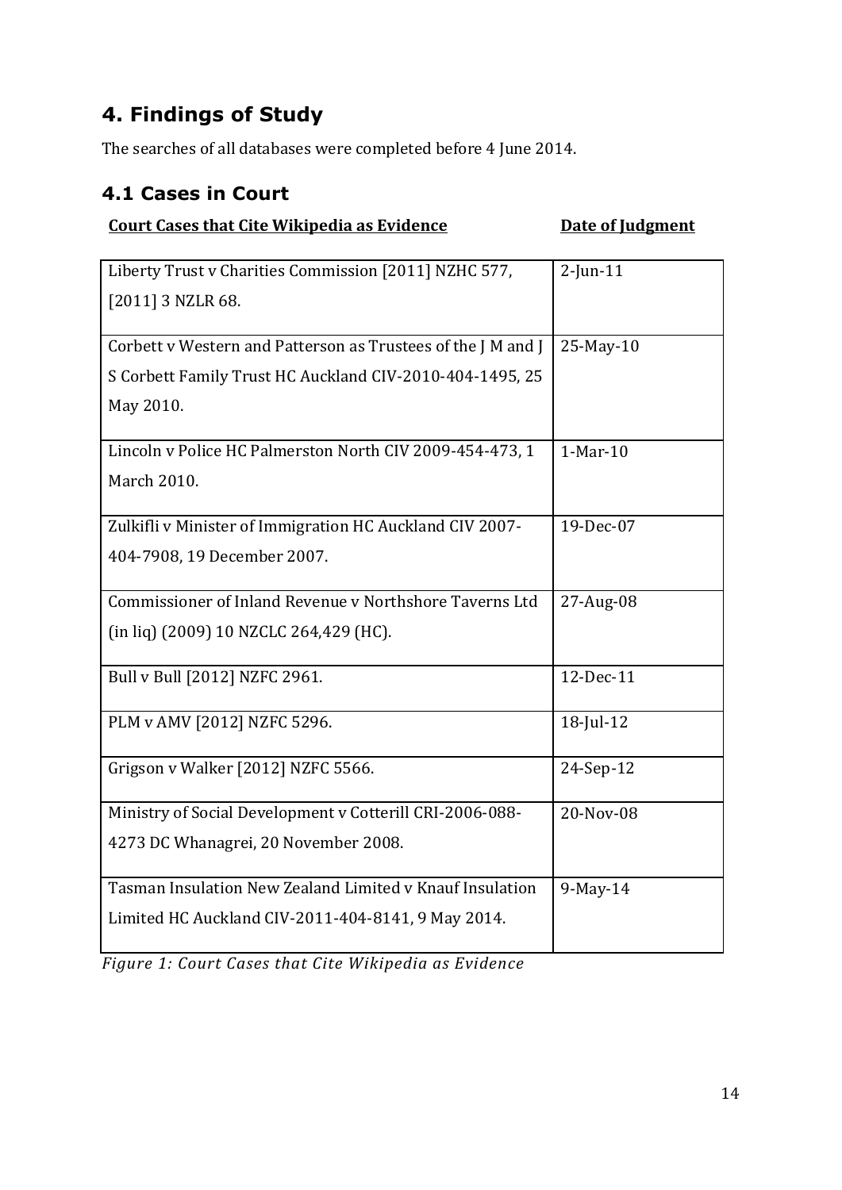# 4. Findings of Study

The searches of all databases were completed before 4 June 2014.

## 4.1 Cases in Court

| Court Cases that Cite Wikipedia as Evidence | Date of Judgment |
| --- | --- |
| Liberty Trust v Charities Commission [2011] NZHC 577, [2011] 3 NZLR 68. | 2-Jun-11 |
| Corbett v Western and Patterson as Trustees of the J M and J S Corbett Family Trust HC Auckland CIV-2010-404-1495, 25 May 2010. | 25-May-10 |
| Lincoln v Police HC Palmerston North CIV 2009-454-473, 1 March 2010. | 1-Mar-10 |
| Zulkifli v Minister of Immigration HC Auckland CIV 2007-404-7908, 19 December 2007. | 19-Dec-07 |
| Commissioner of Inland Revenue v Northshore Taverns Ltd (in liq) (2009) 10 NZCLC 264,429 (HC). | 27-Aug-08 |
| Bull v Bull [2012] NZFC 2961. | 12-Dec-11 |
| PLM v AMV [2012] NZFC 5296. | 18-Jul-12 |
| Grigson v Walker [2012] NZFC 5566. | 24-Sep-12 |
| Ministry of Social Development v Cotterill CRI-2006-088-4273 DC Whanagrei, 20 November 2008. | 20-Nov-08 |
| Tasman Insulation New Zealand Limited v Knauf Insulation Limited HC Auckland CIV-2011-404-8141, 9 May 2014. | 9-May-14 |

*Figure 1: Court Cases that Cite Wikipedia as Evidence*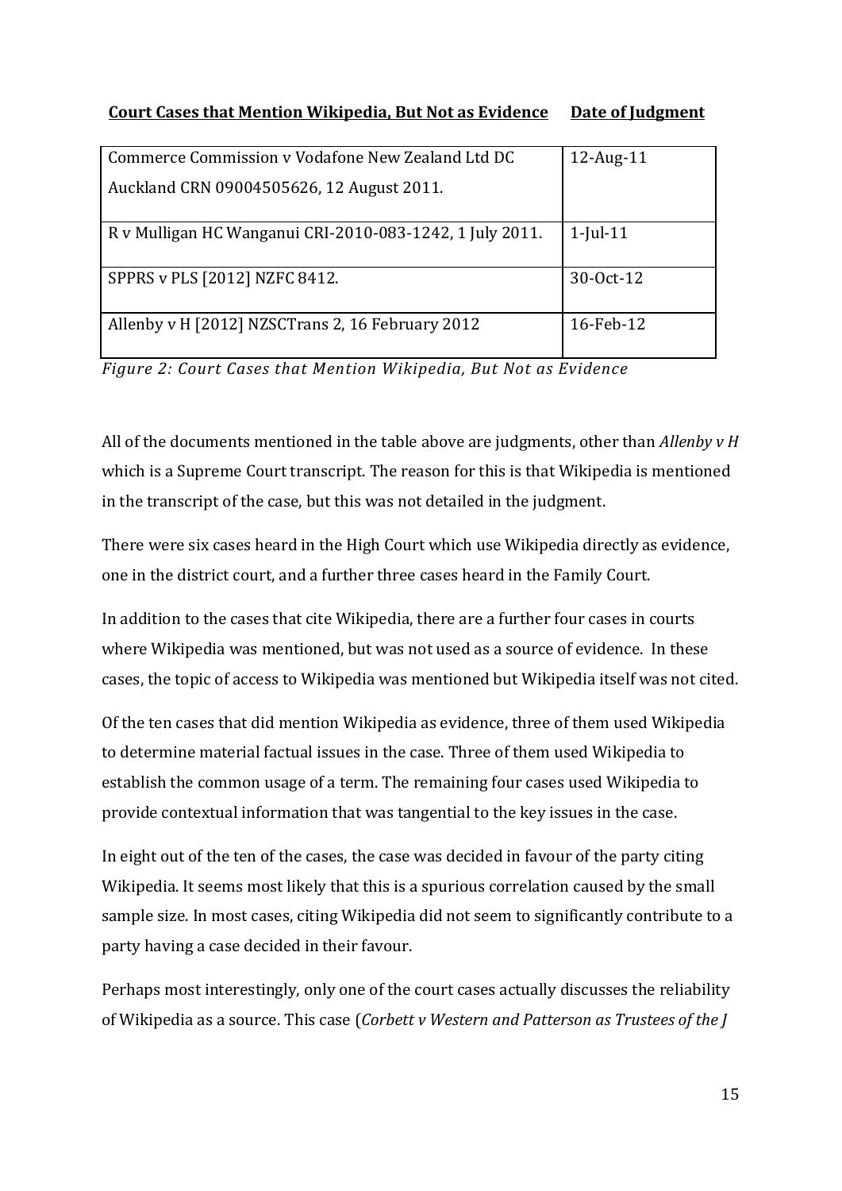| Court Cases that Mention Wikipedia, But Not as Evidence | Date of Judgment |
|---|---|
| Commerce Commission v Vodafone New Zealand Ltd DC Auckland CRN 09004505626, 12 August 2011. | 12-Aug-11 |
| R v Mulligan HC Wanganui CRI-2010-083-1242, 1 July 2011. | 1-Jul-11 |
| SPPRS v PLS [2012] NZFC 8412. | 30-Oct-12 |
| Allenby v H [2012] NZSCTrans 2, 16 February 2012 | 16-Feb-12 |

*Figure 2: Court Cases that Mention Wikipedia, But Not as Evidence*

All of the documents mentioned in the table above are judgments, other than *Allenby v H* which is a Supreme Court transcript. The reason for this is that Wikipedia is mentioned in the transcript of the case, but this was not detailed in the judgment.

There were six cases heard in the High Court which use Wikipedia directly as evidence, one in the district court, and a further three cases heard in the Family Court.

In addition to the cases that cite Wikipedia, there are a further four cases in courts where Wikipedia was mentioned, but was not used as a source of evidence. In these cases, the topic of access to Wikipedia was mentioned but Wikipedia itself was not cited.

Of the ten cases that did mention Wikipedia as evidence, three of them used Wikipedia to determine material factual issues in the case. Three of them used Wikipedia to establish the common usage of a term. The remaining four cases used Wikipedia to provide contextual information that was tangential to the key issues in the case.

In eight out of the ten of the cases, the case was decided in favour of the party citing Wikipedia. It seems most likely that this is a spurious correlation caused by the small sample size. In most cases, citing Wikipedia did not seem to significantly contribute to a party having a case decided in their favour.

Perhaps most interestingly, only one of the court cases actually discusses the reliability of Wikipedia as a source. This case (*Corbett v Western and Patterson as Trustees of the J*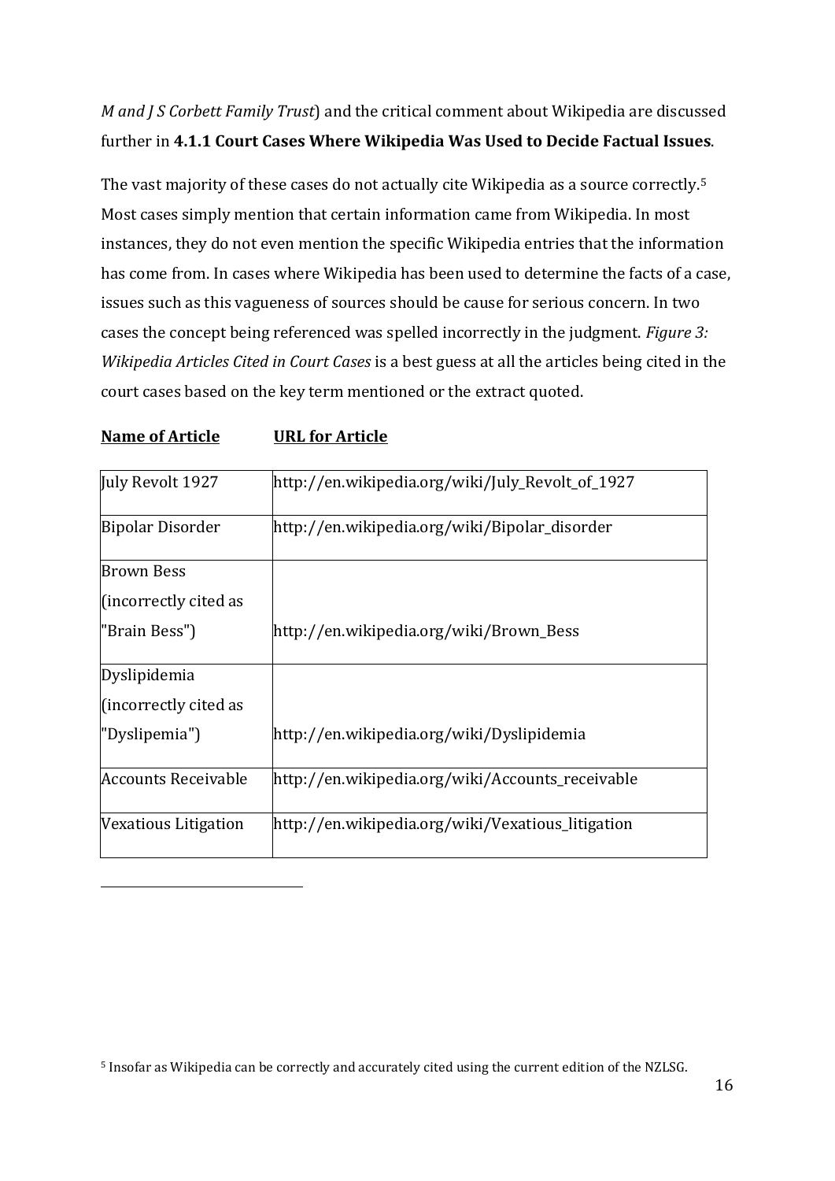*M and J S Corbett Family Trust*) and the critical comment about Wikipedia are discussed further in **4.1.1 Court Cases Where Wikipedia Was Used to Decide Factual Issues**.

The vast majority of these cases do not actually cite Wikipedia as a source correctly.[5] Most cases simply mention that certain information came from Wikipedia. In most instances, they do not even mention the specific Wikipedia entries that the information has come from. In cases where Wikipedia has been used to determine the facts of a case, issues such as this vagueness of sources should be cause for serious concern. In two cases the concept being referenced was spelled incorrectly in the judgment. *Figure 3: Wikipedia Articles Cited in Court Cases* is a best guess at all the articles being cited in the court cases based on the key term mentioned or the extract quoted.

| **Name of Article** | **URL for Article** |
|---|---|
| July Revolt 1927 | http://en.wikipedia.org/wiki/July_Revolt_of_1927 |
| Bipolar Disorder | http://en.wikipedia.org/wiki/Bipolar_disorder |
| Brown Bess (incorrectly cited as "Brain Bess") | http://en.wikipedia.org/wiki/Brown_Bess |
| Dyslipidemia (incorrectly cited as "Dyslipemia") | http://en.wikipedia.org/wiki/Dyslipidemia |
| Accounts Receivable | http://en.wikipedia.org/wiki/Accounts_receivable |
| Vexatious Litigation | http://en.wikipedia.org/wiki/Vexatious_litigation |

[5] Insofar as Wikipedia can be correctly and accurately cited using the current edition of the NZLSG.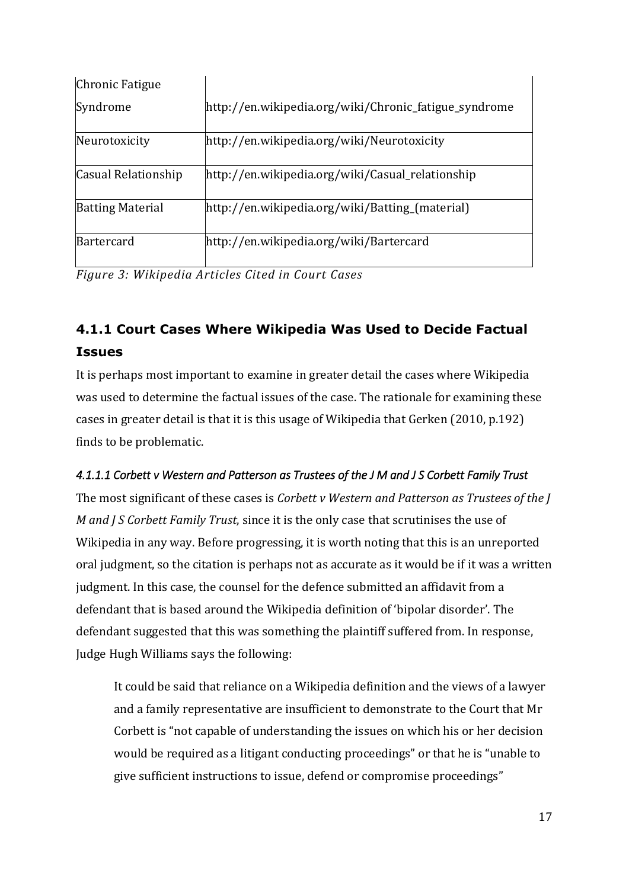| | |
|---|---|
| Chronic Fatigue Syndrome | http://en.wikipedia.org/wiki/Chronic_fatigue_syndrome |
| Neurotoxicity | http://en.wikipedia.org/wiki/Neurotoxicity |
| Casual Relationship | http://en.wikipedia.org/wiki/Casual_relationship |
| Batting Material | http://en.wikipedia.org/wiki/Batting_(material) |
| Bartercard | http://en.wikipedia.org/wiki/Bartercard |

*Figure 3: Wikipedia Articles Cited in Court Cases*

### 4.1.1 Court Cases Where Wikipedia Was Used to Decide Factual Issues

It is perhaps most important to examine in greater detail the cases where Wikipedia was used to determine the factual issues of the case. The rationale for examining these cases in greater detail is that it is this usage of Wikipedia that Gerken (2010, p.192) finds to be problematic.

#### *4.1.1.1 Corbett v Western and Patterson as Trustees of the J M and J S Corbett Family Trust*

The most significant of these cases is *Corbett v Western and Patterson as Trustees of the J M and J S Corbett Family Trust*, since it is the only case that scrutinises the use of Wikipedia in any way. Before progressing, it is worth noting that this is an unreported oral judgment, so the citation is perhaps not as accurate as it would be if it was a written judgment. In this case, the counsel for the defence submitted an affidavit from a defendant that is based around the Wikipedia definition of 'bipolar disorder'. The defendant suggested that this was something the plaintiff suffered from. In response, Judge Hugh Williams says the following:

> It could be said that reliance on a Wikipedia definition and the views of a lawyer and a family representative are insufficient to demonstrate to the Court that Mr Corbett is "not capable of understanding the issues on which his or her decision would be required as a litigant conducting proceedings" or that he is "unable to give sufficient instructions to issue, defend or compromise proceedings"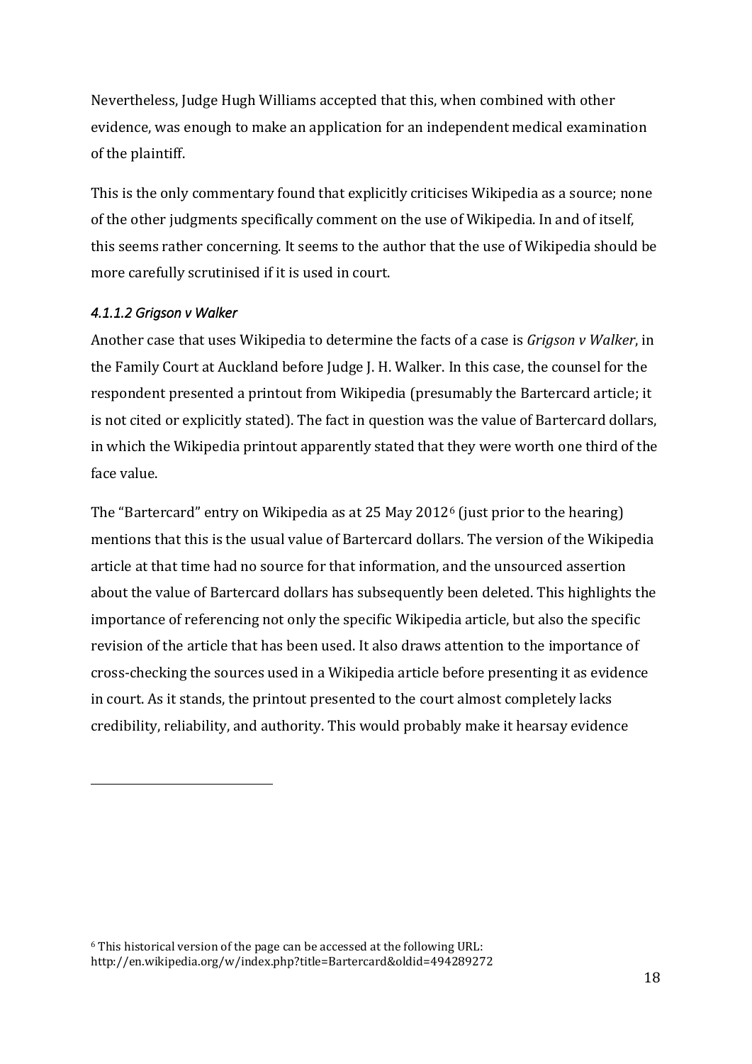Nevertheless, Judge Hugh Williams accepted that this, when combined with other evidence, was enough to make an application for an independent medical examination of the plaintiff.

This is the only commentary found that explicitly criticises Wikipedia as a source; none of the other judgments specifically comment on the use of Wikipedia. In and of itself, this seems rather concerning. It seems to the author that the use of Wikipedia should be more carefully scrutinised if it is used in court.

#### *4.1.1.2 Grigson v Walker*

Another case that uses Wikipedia to determine the facts of a case is *Grigson v Walker*, in the Family Court at Auckland before Judge J. H. Walker. In this case, the counsel for the respondent presented a printout from Wikipedia (presumably the Bartercard article; it is not cited or explicitly stated). The fact in question was the value of Bartercard dollars, in which the Wikipedia printout apparently stated that they were worth one third of the face value.

The "Bartercard" entry on Wikipedia as at 25 May 2012[6] (just prior to the hearing) mentions that this is the usual value of Bartercard dollars. The version of the Wikipedia article at that time had no source for that information, and the unsourced assertion about the value of Bartercard dollars has subsequently been deleted. This highlights the importance of referencing not only the specific Wikipedia article, but also the specific revision of the article that has been used. It also draws attention to the importance of cross-checking the sources used in a Wikipedia article before presenting it as evidence in court. As it stands, the printout presented to the court almost completely lacks credibility, reliability, and authority. This would probably make it hearsay evidence

---

[6] This historical version of the page can be accessed at the following URL: http://en.wikipedia.org/w/index.php?title=Bartercard&oldid=494289272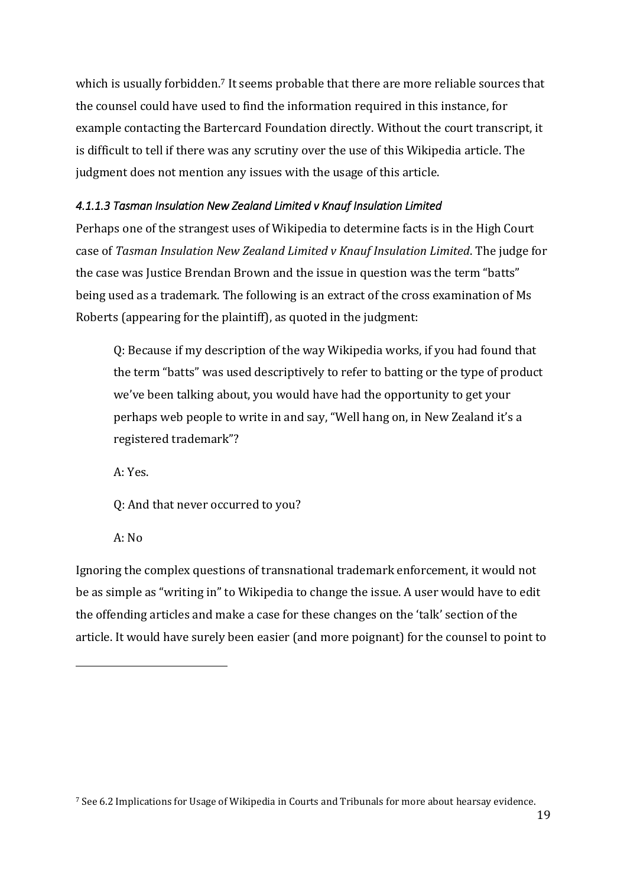which is usually forbidden.[7] It seems probable that there are more reliable sources that the counsel could have used to find the information required in this instance, for example contacting the Bartercard Foundation directly. Without the court transcript, it is difficult to tell if there was any scrutiny over the use of this Wikipedia article. The judgment does not mention any issues with the usage of this article.

#### *4.1.1.3 Tasman Insulation New Zealand Limited v Knauf Insulation Limited*

Perhaps one of the strangest uses of Wikipedia to determine facts is in the High Court case of *Tasman Insulation New Zealand Limited v Knauf Insulation Limited*. The judge for the case was Justice Brendan Brown and the issue in question was the term "batts" being used as a trademark. The following is an extract of the cross examination of Ms Roberts (appearing for the plaintiff), as quoted in the judgment:

> Q: Because if my description of the way Wikipedia works, if you had found that the term "batts" was used descriptively to refer to batting or the type of product we've been talking about, you would have had the opportunity to get your perhaps web people to write in and say, "Well hang on, in New Zealand it's a registered trademark"?
>
> A: Yes.
>
> Q: And that never occurred to you?
>
> A: No

Ignoring the complex questions of transnational trademark enforcement, it would not be as simple as "writing in" to Wikipedia to change the issue. A user would have to edit the offending articles and make a case for these changes on the 'talk' section of the article. It would have surely been easier (and more poignant) for the counsel to point to

---

[7] See 6.2 Implications for Usage of Wikipedia in Courts and Tribunals for more about hearsay evidence.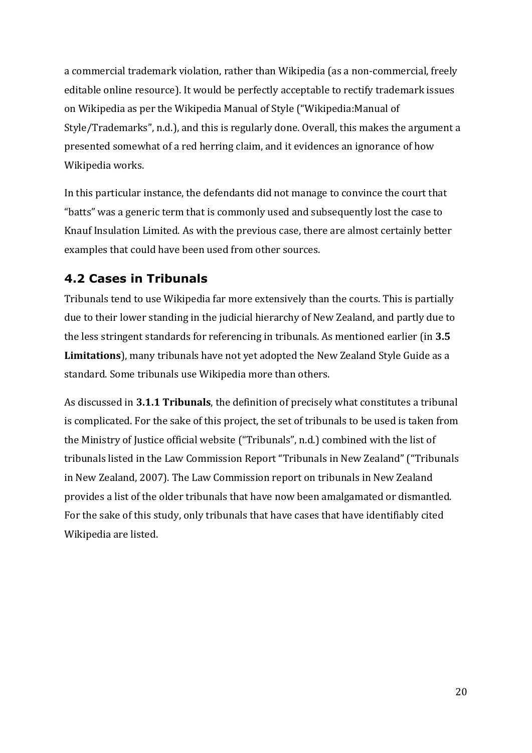a commercial trademark violation, rather than Wikipedia (as a non-commercial, freely editable online resource). It would be perfectly acceptable to rectify trademark issues on Wikipedia as per the Wikipedia Manual of Style ("Wikipedia:Manual of Style/Trademarks", n.d.), and this is regularly done. Overall, this makes the argument a presented somewhat of a red herring claim, and it evidences an ignorance of how Wikipedia works.

In this particular instance, the defendants did not manage to convince the court that "batts" was a generic term that is commonly used and subsequently lost the case to Knauf Insulation Limited. As with the previous case, there are almost certainly better examples that could have been used from other sources.

## 4.2 Cases in Tribunals

Tribunals tend to use Wikipedia far more extensively than the courts. This is partially due to their lower standing in the judicial hierarchy of New Zealand, and partly due to the less stringent standards for referencing in tribunals. As mentioned earlier (in **3.5 Limitations**), many tribunals have not yet adopted the New Zealand Style Guide as a standard. Some tribunals use Wikipedia more than others.

As discussed in **3.1.1 Tribunals**, the definition of precisely what constitutes a tribunal is complicated. For the sake of this project, the set of tribunals to be used is taken from the Ministry of Justice official website ("Tribunals", n.d.) combined with the list of tribunals listed in the Law Commission Report "Tribunals in New Zealand" ("Tribunals in New Zealand, 2007). The Law Commission report on tribunals in New Zealand provides a list of the older tribunals that have now been amalgamated or dismantled. For the sake of this study, only tribunals that have cases that have identifiably cited Wikipedia are listed.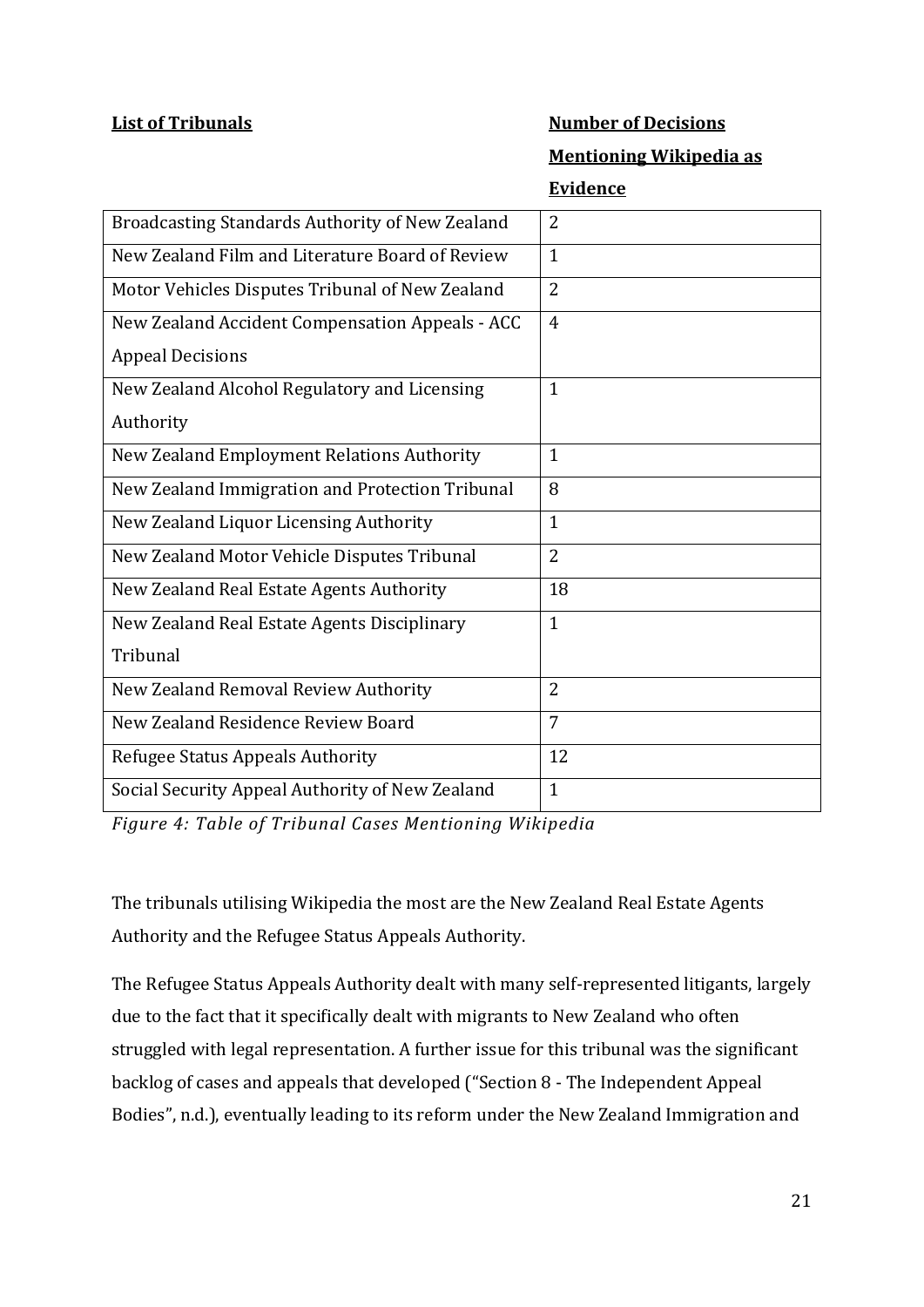| **List of Tribunals** | **Number of Decisions Mentioning Wikipedia as Evidence** |
|---|---|
| Broadcasting Standards Authority of New Zealand | 2 |
| New Zealand Film and Literature Board of Review | 1 |
| Motor Vehicles Disputes Tribunal of New Zealand | 2 |
| New Zealand Accident Compensation Appeals - ACC Appeal Decisions | 4 |
| New Zealand Alcohol Regulatory and Licensing Authority | 1 |
| New Zealand Employment Relations Authority | 1 |
| New Zealand Immigration and Protection Tribunal | 8 |
| New Zealand Liquor Licensing Authority | 1 |
| New Zealand Motor Vehicle Disputes Tribunal | 2 |
| New Zealand Real Estate Agents Authority | 18 |
| New Zealand Real Estate Agents Disciplinary Tribunal | 1 |
| New Zealand Removal Review Authority | 2 |
| New Zealand Residence Review Board | 7 |
| Refugee Status Appeals Authority | 12 |
| Social Security Appeal Authority of New Zealand | 1 |

*Figure 4: Table of Tribunal Cases Mentioning Wikipedia*

The tribunals utilising Wikipedia the most are the New Zealand Real Estate Agents Authority and the Refugee Status Appeals Authority.

The Refugee Status Appeals Authority dealt with many self-represented litigants, largely due to the fact that it specifically dealt with migrants to New Zealand who often struggled with legal representation. A further issue for this tribunal was the significant backlog of cases and appeals that developed ("Section 8 - The Independent Appeal Bodies", n.d.), eventually leading to its reform under the New Zealand Immigration and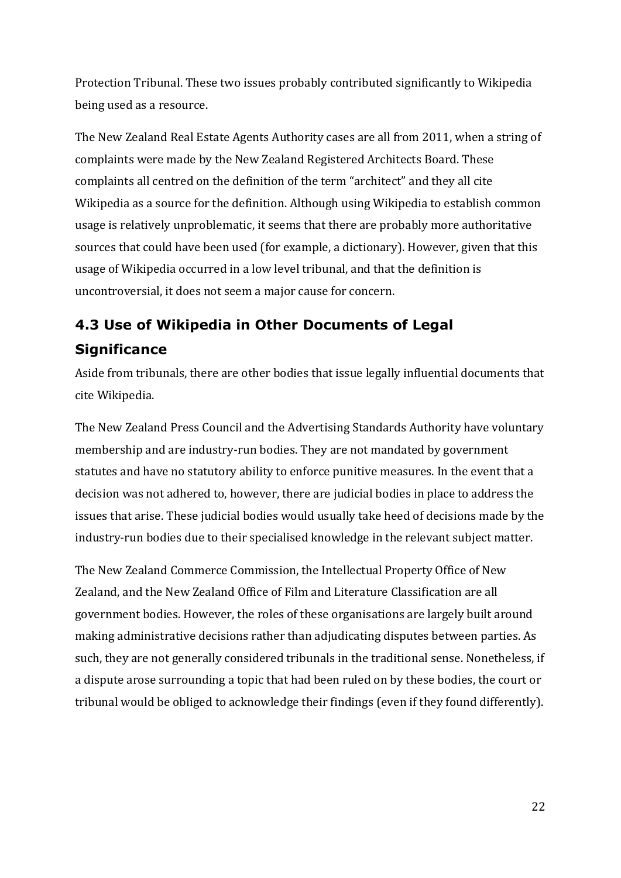Protection Tribunal. These two issues probably contributed significantly to Wikipedia being used as a resource.

The New Zealand Real Estate Agents Authority cases are all from 2011, when a string of complaints were made by the New Zealand Registered Architects Board. These complaints all centred on the definition of the term "architect" and they all cite Wikipedia as a source for the definition. Although using Wikipedia to establish common usage is relatively unproblematic, it seems that there are probably more authoritative sources that could have been used (for example, a dictionary). However, given that this usage of Wikipedia occurred in a low level tribunal, and that the definition is uncontroversial, it does not seem a major cause for concern.

## 4.3 Use of Wikipedia in Other Documents of Legal Significance

Aside from tribunals, there are other bodies that issue legally influential documents that cite Wikipedia.

The New Zealand Press Council and the Advertising Standards Authority have voluntary membership and are industry-run bodies. They are not mandated by government statutes and have no statutory ability to enforce punitive measures. In the event that a decision was not adhered to, however, there are judicial bodies in place to address the issues that arise. These judicial bodies would usually take heed of decisions made by the industry-run bodies due to their specialised knowledge in the relevant subject matter.

The New Zealand Commerce Commission, the Intellectual Property Office of New Zealand, and the New Zealand Office of Film and Literature Classification are all government bodies. However, the roles of these organisations are largely built around making administrative decisions rather than adjudicating disputes between parties. As such, they are not generally considered tribunals in the traditional sense. Nonetheless, if a dispute arose surrounding a topic that had been ruled on by these bodies, the court or tribunal would be obliged to acknowledge their findings (even if they found differently).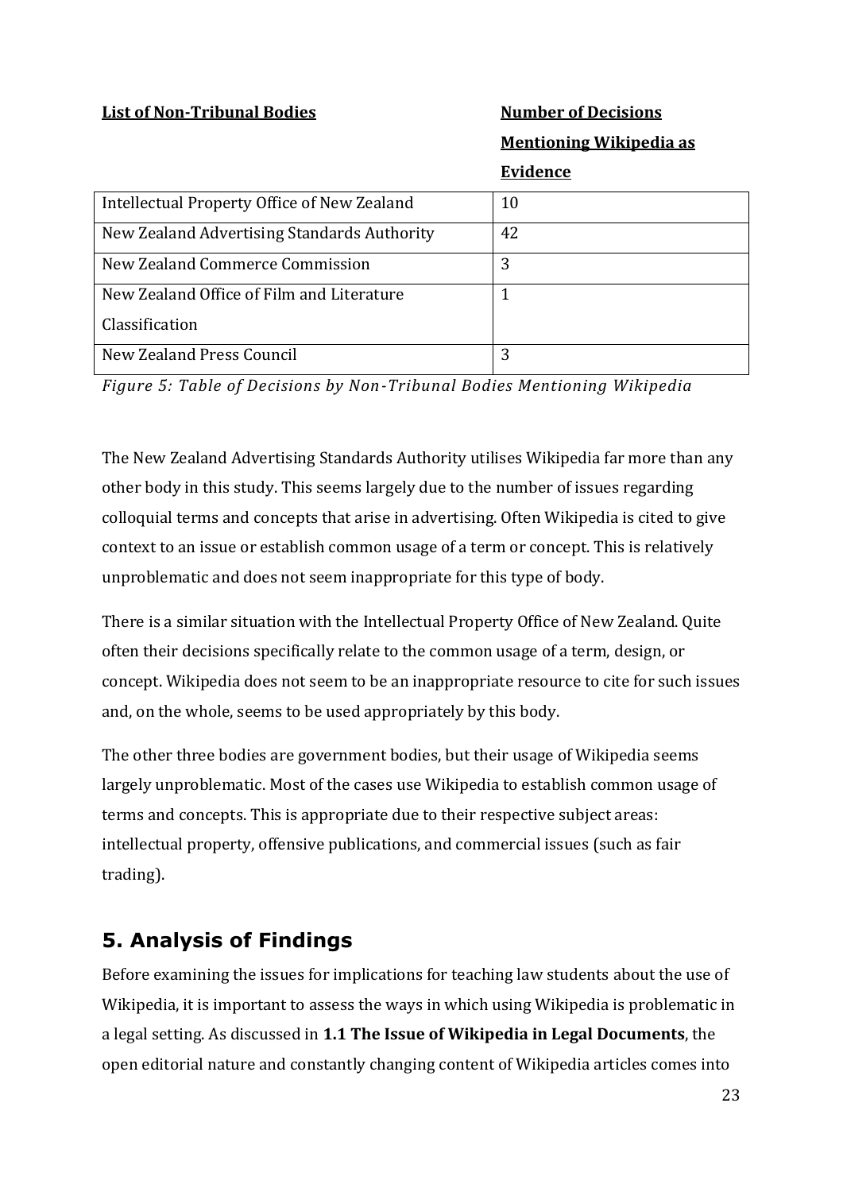| List of Non-Tribunal Bodies | Number of Decisions Mentioning Wikipedia as Evidence |
|---|---|
| Intellectual Property Office of New Zealand | 10 |
| New Zealand Advertising Standards Authority | 42 |
| New Zealand Commerce Commission | 3 |
| New Zealand Office of Film and Literature Classification | 1 |
| New Zealand Press Council | 3 |

*Figure 5: Table of Decisions by Non-Tribunal Bodies Mentioning Wikipedia*

The New Zealand Advertising Standards Authority utilises Wikipedia far more than any other body in this study. This seems largely due to the number of issues regarding colloquial terms and concepts that arise in advertising. Often Wikipedia is cited to give context to an issue or establish common usage of a term or concept. This is relatively unproblematic and does not seem inappropriate for this type of body.

There is a similar situation with the Intellectual Property Office of New Zealand. Quite often their decisions specifically relate to the common usage of a term, design, or concept. Wikipedia does not seem to be an inappropriate resource to cite for such issues and, on the whole, seems to be used appropriately by this body.

The other three bodies are government bodies, but their usage of Wikipedia seems largely unproblematic. Most of the cases use Wikipedia to establish common usage of terms and concepts. This is appropriate due to their respective subject areas: intellectual property, offensive publications, and commercial issues (such as fair trading).

## 5. Analysis of Findings

Before examining the issues for implications for teaching law students about the use of Wikipedia, it is important to assess the ways in which using Wikipedia is problematic in a legal setting. As discussed in **1.1 The Issue of Wikipedia in Legal Documents**, the open editorial nature and constantly changing content of Wikipedia articles comes into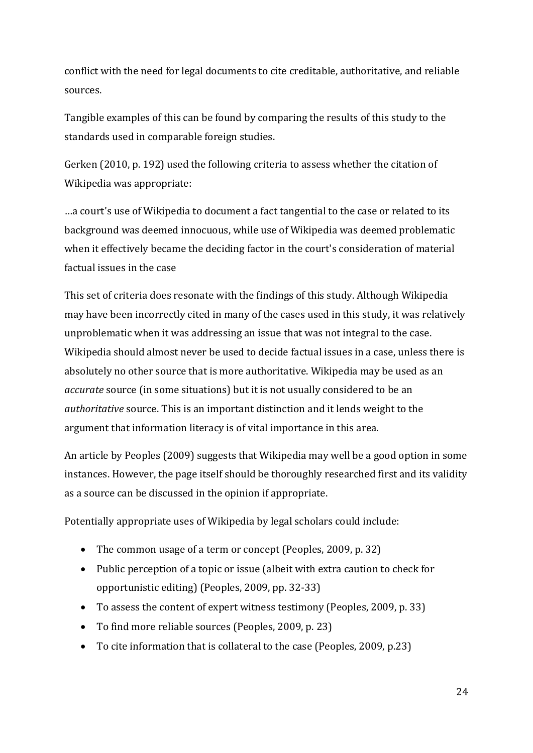conflict with the need for legal documents to cite creditable, authoritative, and reliable sources.

Tangible examples of this can be found by comparing the results of this study to the standards used in comparable foreign studies.

Gerken (2010, p. 192) used the following criteria to assess whether the citation of Wikipedia was appropriate:

…a court's use of Wikipedia to document a fact tangential to the case or related to its background was deemed innocuous, while use of Wikipedia was deemed problematic when it effectively became the deciding factor in the court's consideration of material factual issues in the case

This set of criteria does resonate with the findings of this study. Although Wikipedia may have been incorrectly cited in many of the cases used in this study, it was relatively unproblematic when it was addressing an issue that was not integral to the case. Wikipedia should almost never be used to decide factual issues in a case, unless there is absolutely no other source that is more authoritative. Wikipedia may be used as an *accurate* source (in some situations) but it is not usually considered to be an *authoritative* source. This is an important distinction and it lends weight to the argument that information literacy is of vital importance in this area.

An article by Peoples (2009) suggests that Wikipedia may well be a good option in some instances. However, the page itself should be thoroughly researched first and its validity as a source can be discussed in the opinion if appropriate.

Potentially appropriate uses of Wikipedia by legal scholars could include:

- The common usage of a term or concept (Peoples, 2009, p. 32)
- Public perception of a topic or issue (albeit with extra caution to check for opportunistic editing) (Peoples, 2009, pp. 32-33)
- To assess the content of expert witness testimony (Peoples, 2009, p. 33)
- To find more reliable sources (Peoples, 2009, p. 23)
- To cite information that is collateral to the case (Peoples, 2009, p.23)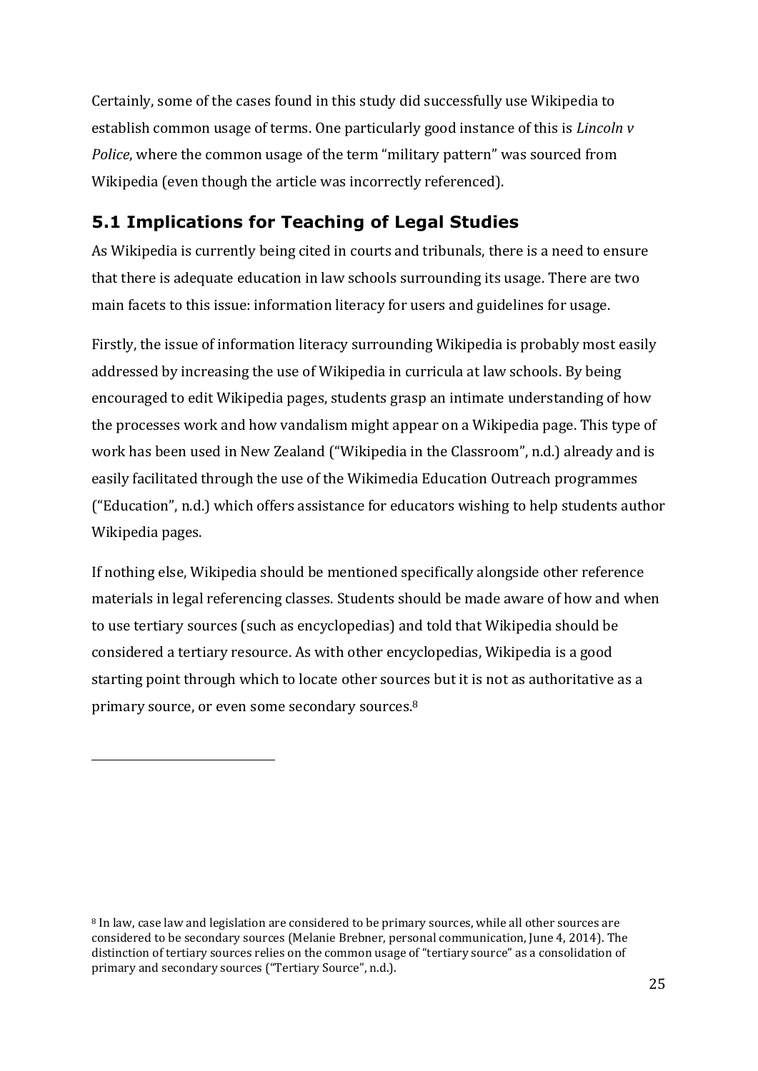Certainly, some of the cases found in this study did successfully use Wikipedia to establish common usage of terms. One particularly good instance of this is *Lincoln v Police*, where the common usage of the term "military pattern" was sourced from Wikipedia (even though the article was incorrectly referenced).

## 5.1 Implications for Teaching of Legal Studies

As Wikipedia is currently being cited in courts and tribunals, there is a need to ensure that there is adequate education in law schools surrounding its usage. There are two main facets to this issue: information literacy for users and guidelines for usage.

Firstly, the issue of information literacy surrounding Wikipedia is probably most easily addressed by increasing the use of Wikipedia in curricula at law schools. By being encouraged to edit Wikipedia pages, students grasp an intimate understanding of how the processes work and how vandalism might appear on a Wikipedia page. This type of work has been used in New Zealand ("Wikipedia in the Classroom", n.d.) already and is easily facilitated through the use of the Wikimedia Education Outreach programmes ("Education", n.d.) which offers assistance for educators wishing to help students author Wikipedia pages.

If nothing else, Wikipedia should be mentioned specifically alongside other reference materials in legal referencing classes. Students should be made aware of how and when to use tertiary sources (such as encyclopedias) and told that Wikipedia should be considered a tertiary resource. As with other encyclopedias, Wikipedia is a good starting point through which to locate other sources but it is not as authoritative as a primary source, or even some secondary sources.[8]

---

[8] In law, case law and legislation are considered to be primary sources, while all other sources are considered to be secondary sources (Melanie Brebner, personal communication, June 4, 2014). The distinction of tertiary sources relies on the common usage of "tertiary source" as a consolidation of primary and secondary sources ("Tertiary Source", n.d.).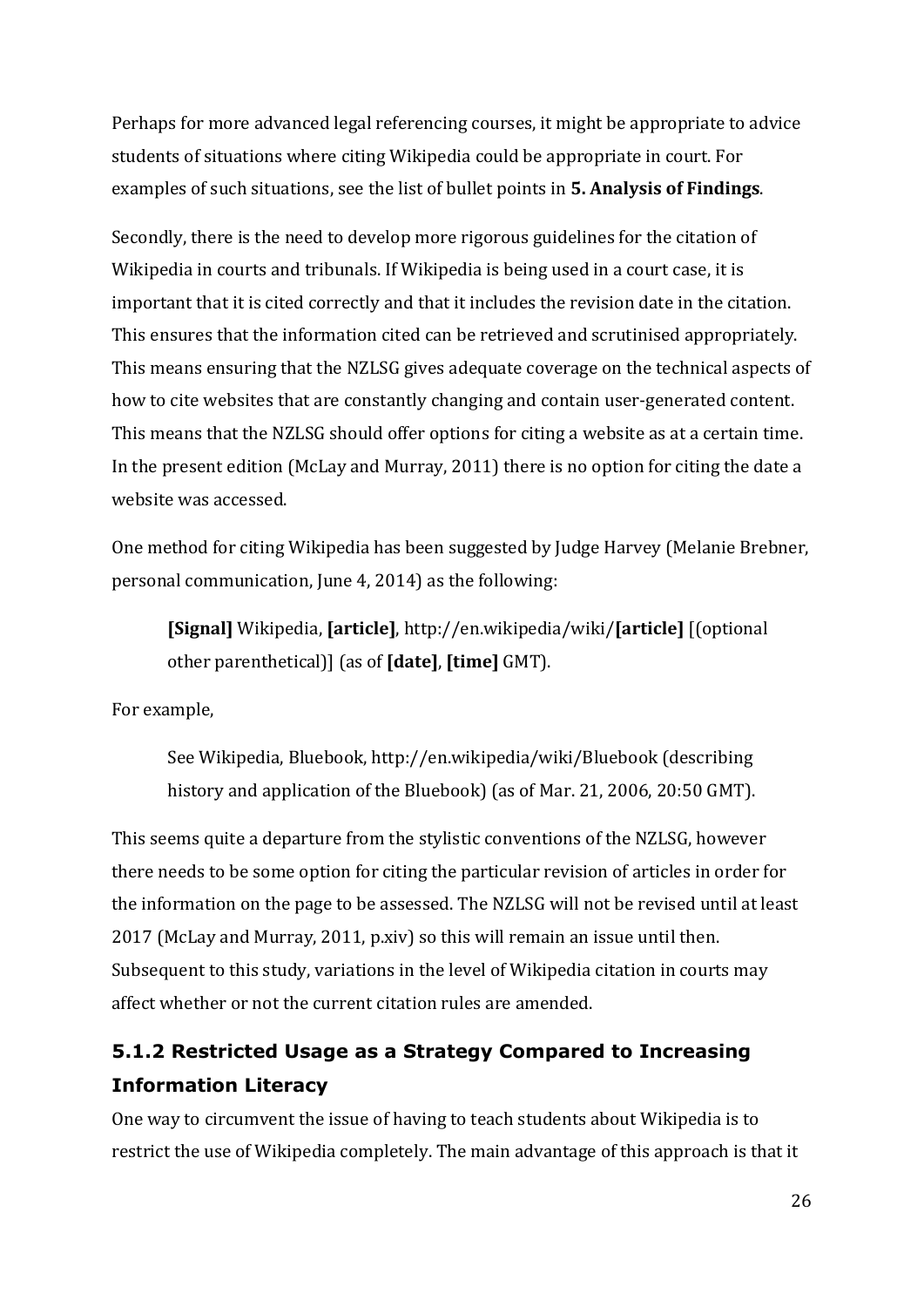Perhaps for more advanced legal referencing courses, it might be appropriate to advice students of situations where citing Wikipedia could be appropriate in court. For examples of such situations, see the list of bullet points in **5. Analysis of Findings**.

Secondly, there is the need to develop more rigorous guidelines for the citation of Wikipedia in courts and tribunals. If Wikipedia is being used in a court case, it is important that it is cited correctly and that it includes the revision date in the citation. This ensures that the information cited can be retrieved and scrutinised appropriately. This means ensuring that the NZLSG gives adequate coverage on the technical aspects of how to cite websites that are constantly changing and contain user-generated content. This means that the NZLSG should offer options for citing a website as at a certain time. In the present edition (McLay and Murray, 2011) there is no option for citing the date a website was accessed.

One method for citing Wikipedia has been suggested by Judge Harvey (Melanie Brebner, personal communication, June 4, 2014) as the following:

> **[Signal]** Wikipedia, **[article]**, http://en.wikipedia/wiki/**[article]** [(optional other parenthetical)] (as of **[date]**, **[time]** GMT).

For example,

> See Wikipedia, Bluebook, http://en.wikipedia/wiki/Bluebook (describing history and application of the Bluebook) (as of Mar. 21, 2006, 20:50 GMT).

This seems quite a departure from the stylistic conventions of the NZLSG, however there needs to be some option for citing the particular revision of articles in order for the information on the page to be assessed. The NZLSG will not be revised until at least 2017 (McLay and Murray, 2011, p.xiv) so this will remain an issue until then. Subsequent to this study, variations in the level of Wikipedia citation in courts may affect whether or not the current citation rules are amended.

### 5.1.2 Restricted Usage as a Strategy Compared to Increasing Information Literacy

One way to circumvent the issue of having to teach students about Wikipedia is to restrict the use of Wikipedia completely. The main advantage of this approach is that it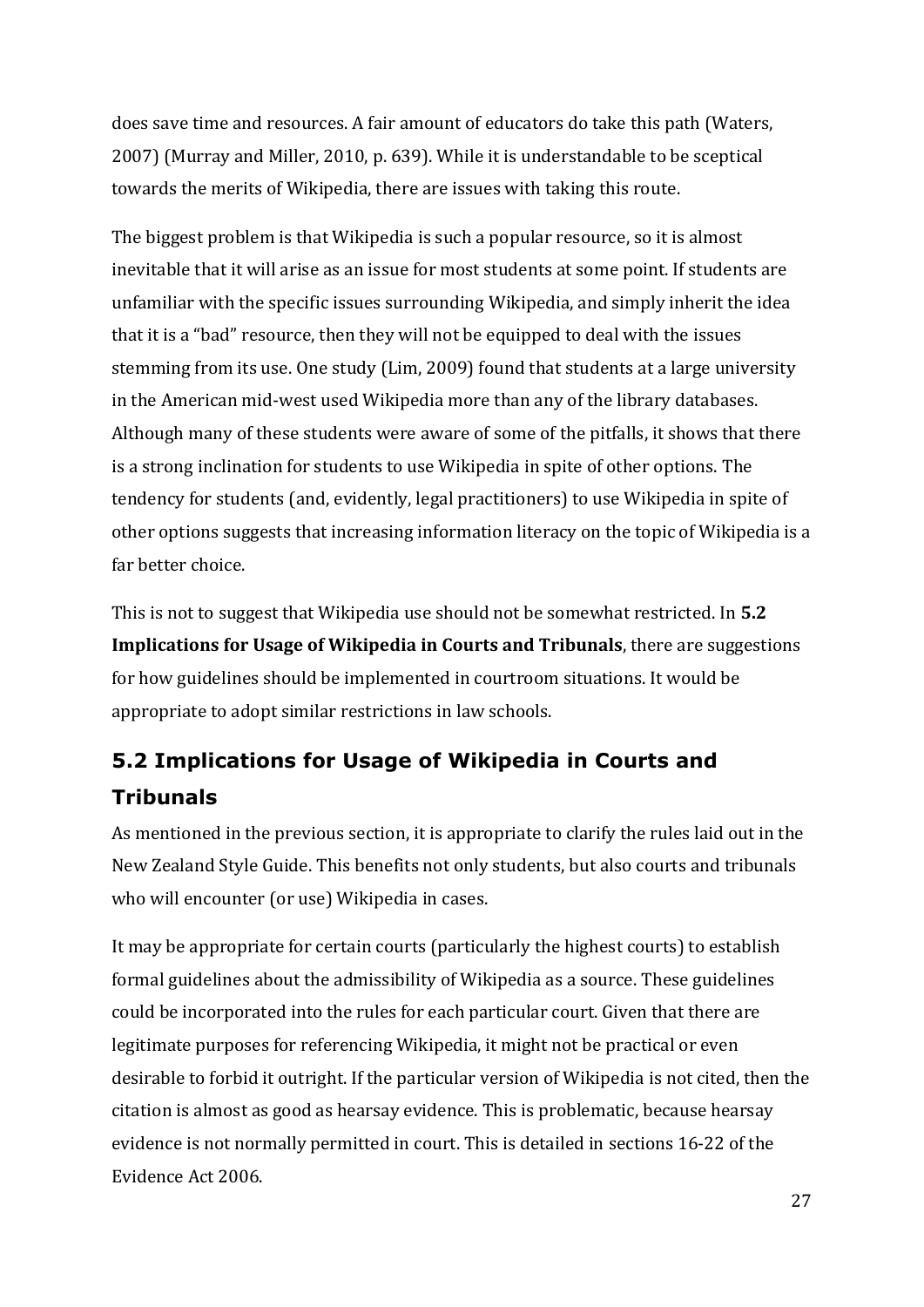does save time and resources. A fair amount of educators do take this path (Waters, 2007) (Murray and Miller, 2010, p. 639). While it is understandable to be sceptical towards the merits of Wikipedia, there are issues with taking this route.

The biggest problem is that Wikipedia is such a popular resource, so it is almost inevitable that it will arise as an issue for most students at some point. If students are unfamiliar with the specific issues surrounding Wikipedia, and simply inherit the idea that it is a "bad" resource, then they will not be equipped to deal with the issues stemming from its use. One study (Lim, 2009) found that students at a large university in the American mid-west used Wikipedia more than any of the library databases. Although many of these students were aware of some of the pitfalls, it shows that there is a strong inclination for students to use Wikipedia in spite of other options. The tendency for students (and, evidently, legal practitioners) to use Wikipedia in spite of other options suggests that increasing information literacy on the topic of Wikipedia is a far better choice.

This is not to suggest that Wikipedia use should not be somewhat restricted. In **5.2 Implications for Usage of Wikipedia in Courts and Tribunals**, there are suggestions for how guidelines should be implemented in courtroom situations. It would be appropriate to adopt similar restrictions in law schools.

## 5.2 Implications for Usage of Wikipedia in Courts and Tribunals

As mentioned in the previous section, it is appropriate to clarify the rules laid out in the New Zealand Style Guide. This benefits not only students, but also courts and tribunals who will encounter (or use) Wikipedia in cases.

It may be appropriate for certain courts (particularly the highest courts) to establish formal guidelines about the admissibility of Wikipedia as a source. These guidelines could be incorporated into the rules for each particular court. Given that there are legitimate purposes for referencing Wikipedia, it might not be practical or even desirable to forbid it outright. If the particular version of Wikipedia is not cited, then the citation is almost as good as hearsay evidence. This is problematic, because hearsay evidence is not normally permitted in court. This is detailed in sections 16-22 of the Evidence Act 2006.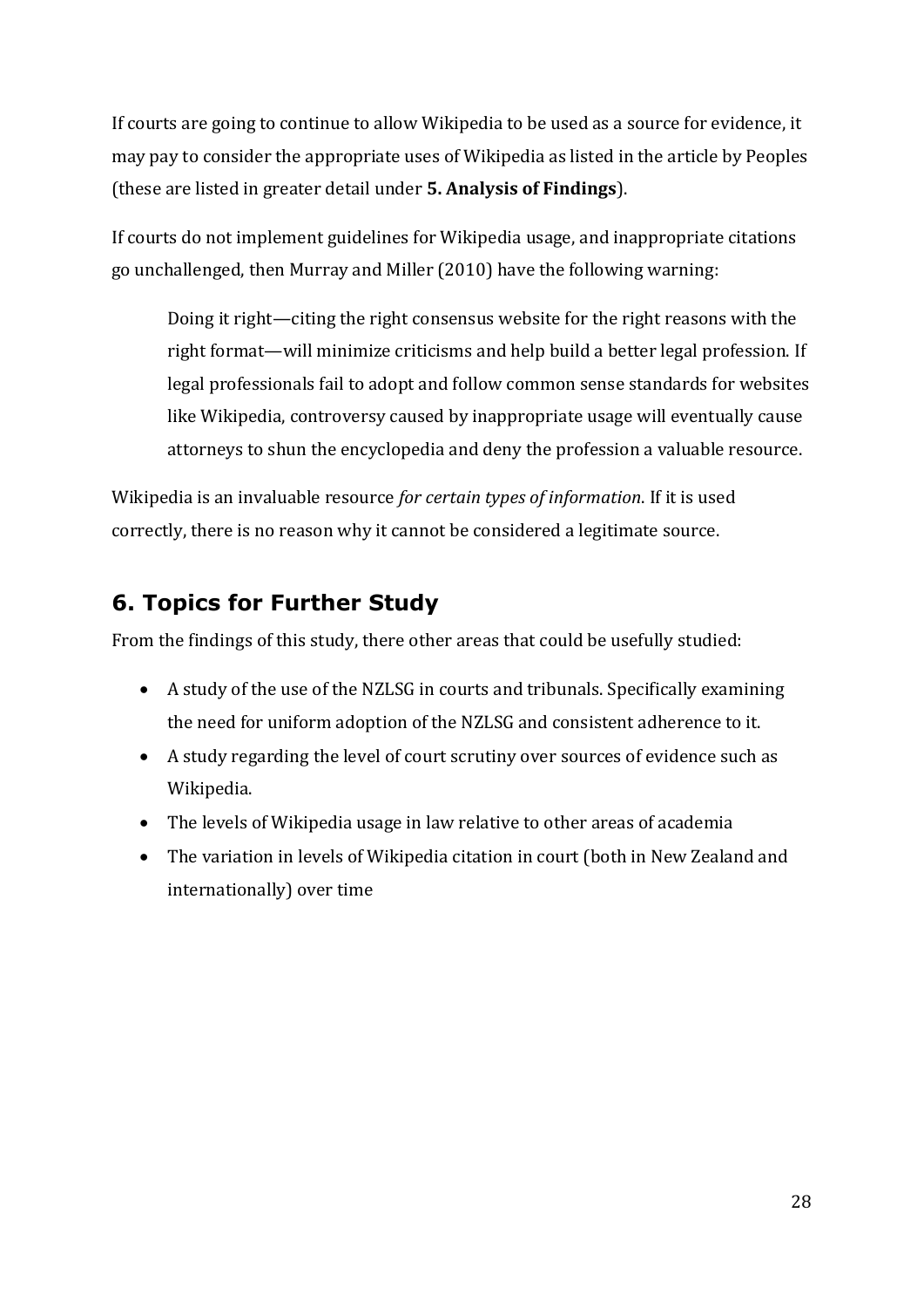If courts are going to continue to allow Wikipedia to be used as a source for evidence, it may pay to consider the appropriate uses of Wikipedia as listed in the article by Peoples (these are listed in greater detail under **5. Analysis of Findings**).

If courts do not implement guidelines for Wikipedia usage, and inappropriate citations go unchallenged, then Murray and Miller (2010) have the following warning:

> Doing it right—citing the right consensus website for the right reasons with the right format—will minimize criticisms and help build a better legal profession. If legal professionals fail to adopt and follow common sense standards for websites like Wikipedia, controversy caused by inappropriate usage will eventually cause attorneys to shun the encyclopedia and deny the profession a valuable resource.

Wikipedia is an invaluable resource *for certain types of information*. If it is used correctly, there is no reason why it cannot be considered a legitimate source.

## 6. Topics for Further Study

From the findings of this study, there other areas that could be usefully studied:

- A study of the use of the NZLSG in courts and tribunals. Specifically examining the need for uniform adoption of the NZLSG and consistent adherence to it.
- A study regarding the level of court scrutiny over sources of evidence such as Wikipedia.
- The levels of Wikipedia usage in law relative to other areas of academia
- The variation in levels of Wikipedia citation in court (both in New Zealand and internationally) over time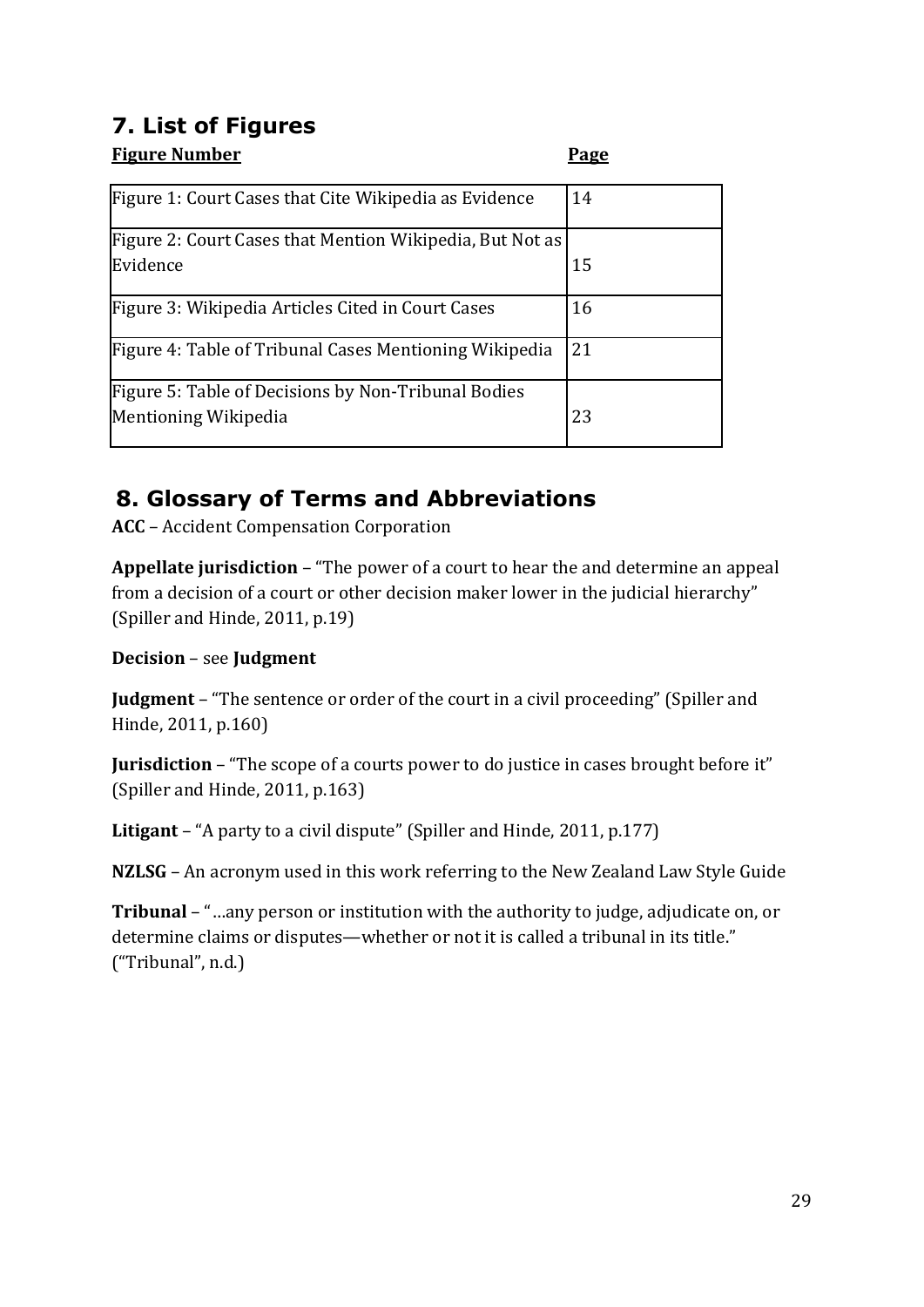## 7. List of Figures

| **Figure Number** | **Page** |
|---|---|
| Figure 1: Court Cases that Cite Wikipedia as Evidence | 14 |
| Figure 2: Court Cases that Mention Wikipedia, But Not as Evidence | 15 |
| Figure 3: Wikipedia Articles Cited in Court Cases | 16 |
| Figure 4: Table of Tribunal Cases Mentioning Wikipedia | 21 |
| Figure 5: Table of Decisions by Non-Tribunal Bodies Mentioning Wikipedia | 23 |

## 8. Glossary of Terms and Abbreviations

**ACC** – Accident Compensation Corporation

**Appellate jurisdiction** – "The power of a court to hear the and determine an appeal from a decision of a court or other decision maker lower in the judicial hierarchy" (Spiller and Hinde, 2011, p.19)

**Decision** – see **Judgment**

**Judgment** – "The sentence or order of the court in a civil proceeding" (Spiller and Hinde, 2011, p.160)

**Jurisdiction** – "The scope of a courts power to do justice in cases brought before it" (Spiller and Hinde, 2011, p.163)

**Litigant** – "A party to a civil dispute" (Spiller and Hinde, 2011, p.177)

**NZLSG** – An acronym used in this work referring to the New Zealand Law Style Guide

**Tribunal** – "…any person or institution with the authority to judge, adjudicate on, or determine claims or disputes—whether or not it is called a tribunal in its title." ("Tribunal", n.d.)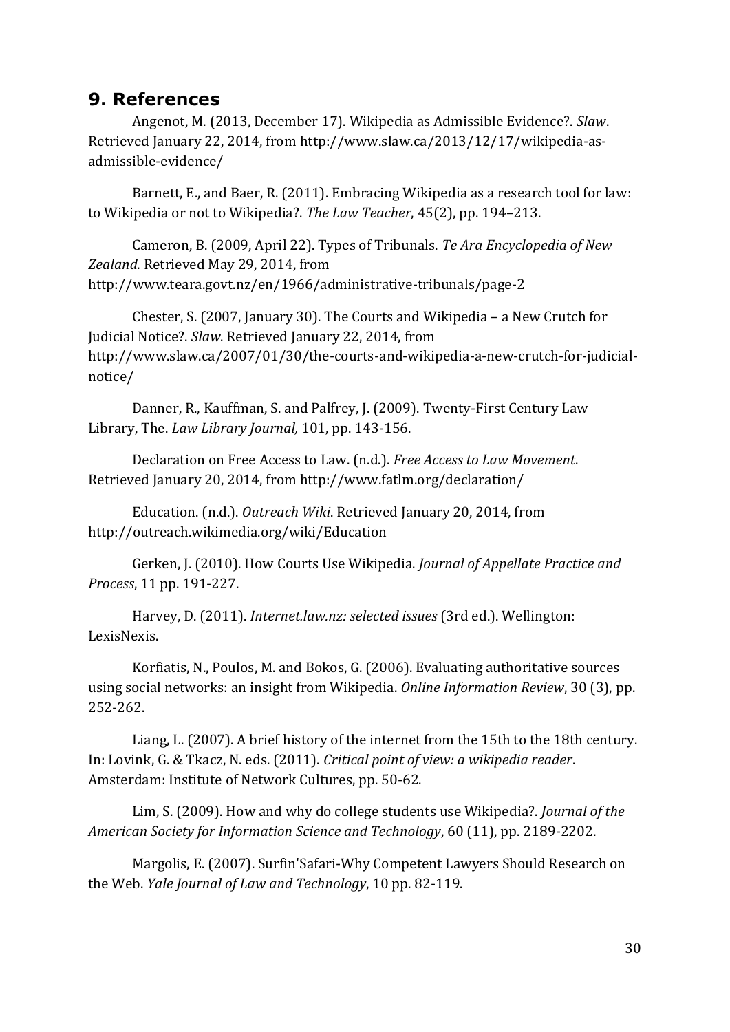## 9. References

Angenot, M. (2013, December 17). Wikipedia as Admissible Evidence?. *Slaw*. Retrieved January 22, 2014, from http://www.slaw.ca/2013/12/17/wikipedia-as-admissible-evidence/

Barnett, E., and Baer, R. (2011). Embracing Wikipedia as a research tool for law: to Wikipedia or not to Wikipedia?. *The Law Teacher*, 45(2), pp. 194–213.

Cameron, B. (2009, April 22). Types of Tribunals. *Te Ara Encyclopedia of New Zealand*. Retrieved May 29, 2014, from http://www.teara.govt.nz/en/1966/administrative-tribunals/page-2

Chester, S. (2007, January 30). The Courts and Wikipedia – a New Crutch for Judicial Notice?. *Slaw*. Retrieved January 22, 2014, from http://www.slaw.ca/2007/01/30/the-courts-and-wikipedia-a-new-crutch-for-judicial-notice/

Danner, R., Kauffman, S. and Palfrey, J. (2009). Twenty-First Century Law Library, The. *Law Library Journal,* 101, pp. 143-156.

Declaration on Free Access to Law. (n.d.). *Free Access to Law Movement*. Retrieved January 20, 2014, from http://www.fatlm.org/declaration/

Education. (n.d.). *Outreach Wiki*. Retrieved January 20, 2014, from http://outreach.wikimedia.org/wiki/Education

Gerken, J. (2010). How Courts Use Wikipedia. *Journal of Appellate Practice and Process*, 11 pp. 191-227.

Harvey, D. (2011). *Internet.law.nz: selected issues* (3rd ed.). Wellington: LexisNexis.

Korfiatis, N., Poulos, M. and Bokos, G. (2006). Evaluating authoritative sources using social networks: an insight from Wikipedia. *Online Information Review*, 30 (3), pp. 252-262.

Liang, L. (2007). A brief history of the internet from the 15th to the 18th century. In: Lovink, G. & Tkacz, N. eds. (2011). *Critical point of view: a wikipedia reader*. Amsterdam: Institute of Network Cultures, pp. 50-62.

Lim, S. (2009). How and why do college students use Wikipedia?. *Journal of the American Society for Information Science and Technology*, 60 (11), pp. 2189-2202.

Margolis, E. (2007). Surfin'Safari-Why Competent Lawyers Should Research on the Web. *Yale Journal of Law and Technology*, 10 pp. 82-119.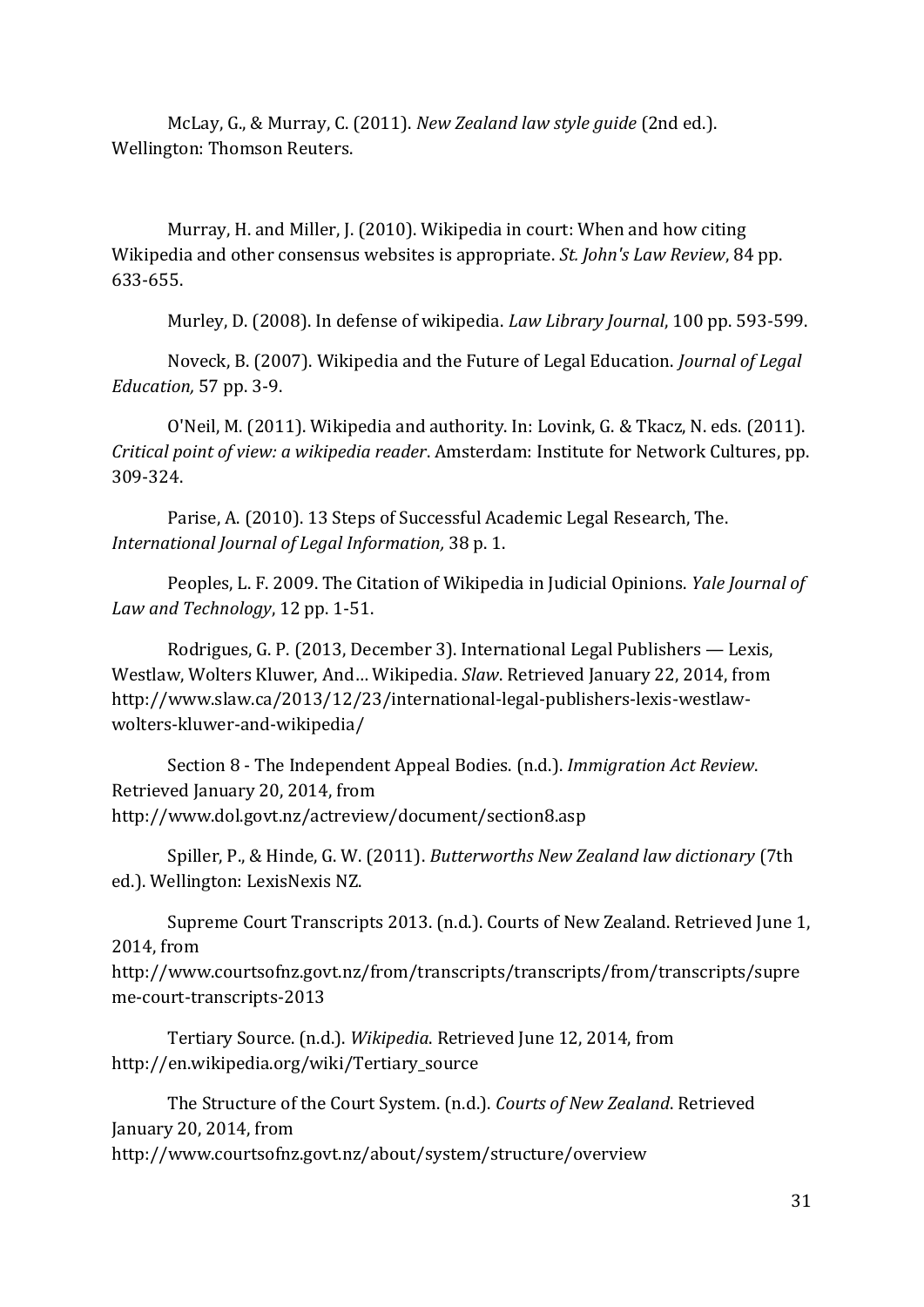McLay, G., & Murray, C. (2011). *New Zealand law style guide* (2nd ed.). Wellington: Thomson Reuters.

Murray, H. and Miller, J. (2010). Wikipedia in court: When and how citing Wikipedia and other consensus websites is appropriate. *St. John's Law Review*, 84 pp. 633-655.

Murley, D. (2008). In defense of wikipedia. *Law Library Journal*, 100 pp. 593-599.

Noveck, B. (2007). Wikipedia and the Future of Legal Education. *Journal of Legal Education,* 57 pp. 3-9.

O'Neil, M. (2011). Wikipedia and authority. In: Lovink, G. & Tkacz, N. eds. (2011). *Critical point of view: a wikipedia reader*. Amsterdam: Institute for Network Cultures, pp. 309-324.

Parise, A. (2010). 13 Steps of Successful Academic Legal Research, The. *International Journal of Legal Information,* 38 p. 1.

Peoples, L. F. 2009. The Citation of Wikipedia in Judicial Opinions. *Yale Journal of Law and Technology*, 12 pp. 1-51.

Rodrigues, G. P. (2013, December 3). International Legal Publishers — Lexis, Westlaw, Wolters Kluwer, And… Wikipedia. *Slaw*. Retrieved January 22, 2014, from http://www.slaw.ca/2013/12/23/international-legal-publishers-lexis-westlaw-wolters-kluwer-and-wikipedia/

Section 8 - The Independent Appeal Bodies. (n.d.). *Immigration Act Review*. Retrieved January 20, 2014, from http://www.dol.govt.nz/actreview/document/section8.asp

Spiller, P., & Hinde, G. W. (2011). *Butterworths New Zealand law dictionary* (7th ed.). Wellington: LexisNexis NZ.

Supreme Court Transcripts 2013. (n.d.). Courts of New Zealand. Retrieved June 1, 2014, from http://www.courtsofnz.govt.nz/from/transcripts/transcripts/from/transcripts/supreme-court-transcripts-2013

Tertiary Source. (n.d.). *Wikipedia*. Retrieved June 12, 2014, from http://en.wikipedia.org/wiki/Tertiary_source

The Structure of the Court System. (n.d.). *Courts of New Zealand*. Retrieved January 20, 2014, from http://www.courtsofnz.govt.nz/about/system/structure/overview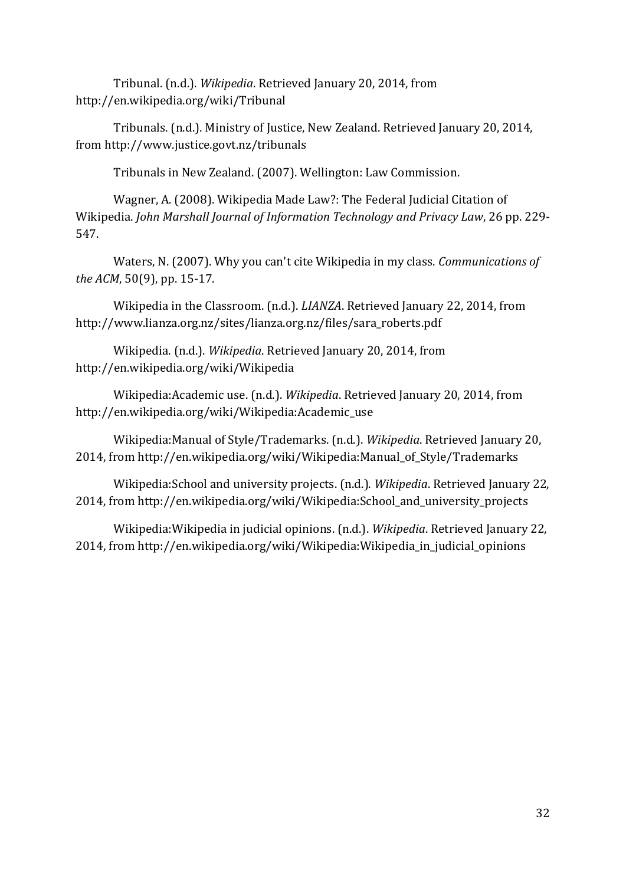Tribunal. (n.d.). *Wikipedia*. Retrieved January 20, 2014, from http://en.wikipedia.org/wiki/Tribunal

Tribunals. (n.d.). Ministry of Justice, New Zealand. Retrieved January 20, 2014, from http://www.justice.govt.nz/tribunals

Tribunals in New Zealand. (2007). Wellington: Law Commission.

Wagner, A. (2008). Wikipedia Made Law?: The Federal Judicial Citation of Wikipedia. *John Marshall Journal of Information Technology and Privacy Law*, 26 pp. 229-547.

Waters, N. (2007). Why you can't cite Wikipedia in my class. *Communications of the ACM*, 50(9), pp. 15-17.

Wikipedia in the Classroom. (n.d.). *LIANZA*. Retrieved January 22, 2014, from http://www.lianza.org.nz/sites/lianza.org.nz/files/sara_roberts.pdf

Wikipedia. (n.d.). *Wikipedia*. Retrieved January 20, 2014, from http://en.wikipedia.org/wiki/Wikipedia

Wikipedia:Academic use. (n.d.). *Wikipedia*. Retrieved January 20, 2014, from http://en.wikipedia.org/wiki/Wikipedia:Academic_use

Wikipedia:Manual of Style/Trademarks. (n.d.). *Wikipedia*. Retrieved January 20, 2014, from http://en.wikipedia.org/wiki/Wikipedia:Manual_of_Style/Trademarks

Wikipedia:School and university projects. (n.d.). *Wikipedia*. Retrieved January 22, 2014, from http://en.wikipedia.org/wiki/Wikipedia:School_and_university_projects

Wikipedia:Wikipedia in judicial opinions. (n.d.). *Wikipedia*. Retrieved January 22, 2014, from http://en.wikipedia.org/wiki/Wikipedia:Wikipedia_in_judicial_opinions